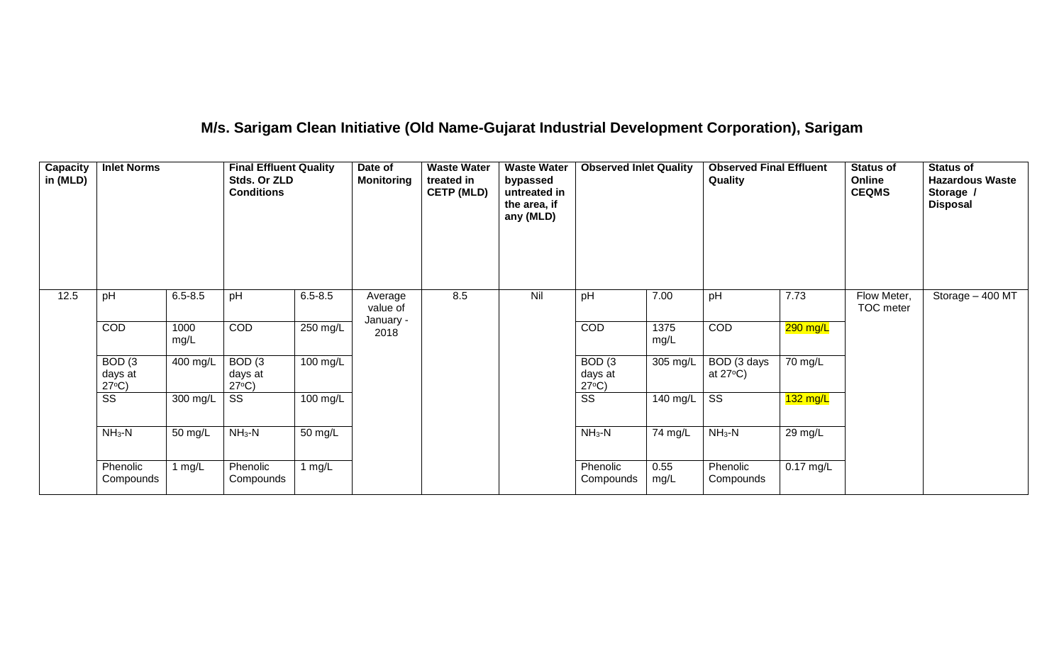## M/s. Sarigam Clean Initiative (Old Name-Gujarat Industrial Development Corporation), Sarigam

| Capacity in (MLD) | Inlet Norms | | Final Effluent Quality Stds. Or ZLD Conditions | | Date of Monitoring | Waste Water treated in CETP (MLD) | Waste Water bypassed untreated in the area, if any (MLD) | Observed Inlet Quality | | Observed Final Effluent Quality | | Status of Online CEQMS | Status of Hazardous Waste Storage / Disposal |
|---|---|---|---|---|---|---|---|---|---|---|---|---|---|
| 12.5 | pH | 6.5-8.5 | pH | 6.5-8.5 | Average value of January - 2018 | 8.5 | Nil | pH | 7.00 | pH | 7.73 | Flow Meter, TOC meter | Storage – 400 MT |
| | COD | 1000 mg/L | COD | 250 mg/L | | | | COD | 1375 mg/L | COD | 290 mg/L | | |
| | BOD (3 days at 27°C) | 400 mg/L | BOD (3 days at 27°C) | 100 mg/L | | | | BOD (3 days at 27°C) | 305 mg/L | BOD (3 days at 27°C) | 70 mg/L | | |
| | SS | 300 mg/L | SS | 100 mg/L | | | | SS | 140 mg/L | SS | 132 mg/L | | |
| | $NH_3$-N | 50 mg/L | $NH_3$-N | 50 mg/L | | | | $NH_3$-N | 74 mg/L | $NH_3$-N | 29 mg/L | | |
| | Phenolic Compounds | 1 mg/L | Phenolic Compounds | 1 mg/L | | | | Phenolic Compounds | 0.55 mg/L | Phenolic Compounds | 0.17 mg/L | | |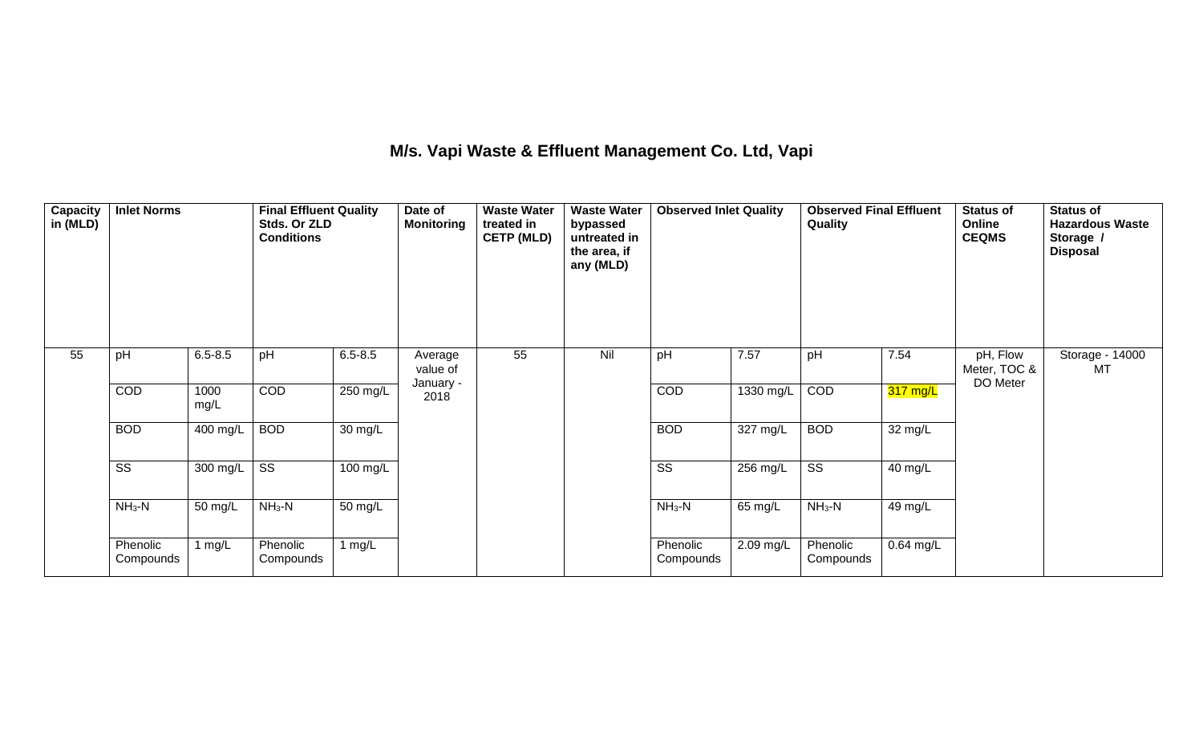# M/s. Vapi Waste & Effluent Management Co. Ltd, Vapi

| Capacity in (MLD) | Inlet Norms | | Final Effluent Quality Stds. Or ZLD Conditions | | Date of Monitoring | Waste Water treated in CETP (MLD) | Waste Water bypassed untreated in the area, if any (MLD) | Observed Inlet Quality | | Observed Final Effluent Quality | | Status of Online CEQMS | Status of Hazardous Waste Storage / Disposal |
|---|---|---|---|---|---|---|---|---|---|---|---|---|---|
| 55 | pH | 6.5-8.5 | pH | 6.5-8.5 | Average value of January - 2018 | 55 | Nil | pH | 7.57 | pH | 7.54 | pH, Flow Meter, TOC & DO Meter | Storage - 14000 MT |
| | COD | 1000 mg/L | COD | 250 mg/L | | | | COD | 1330 mg/L | COD | 317 mg/L | | |
| | BOD | 400 mg/L | BOD | 30 mg/L | | | | BOD | 327 mg/L | BOD | 32 mg/L | | |
| | SS | 300 mg/L | SS | 100 mg/L | | | | SS | 256 mg/L | SS | 40 mg/L | | |
| | $NH_3$-N | 50 mg/L | $NH_3$-N | 50 mg/L | | | | $NH_3$-N | 65 mg/L | $NH_3$-N | 49 mg/L | | |
| | Phenolic Compounds | 1 mg/L | Phenolic Compounds | 1 mg/L | | | | Phenolic Compounds | 2.09 mg/L | Phenolic Compounds | 0.64 mg/L | | |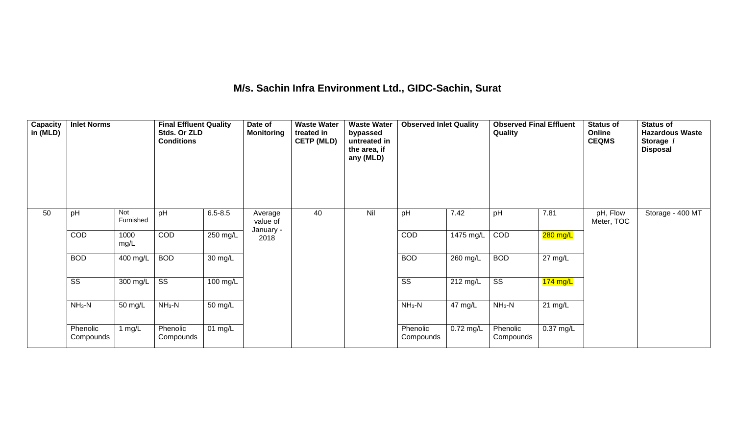# M/s. Sachin Infra Environment Ltd., GIDC-Sachin, Surat

| Capacity in (MLD) | Inlet Norms | | Final Effluent Quality Stds. Or ZLD Conditions | | Date of Monitoring | Waste Water treated in CETP (MLD) | Waste Water bypassed untreated in the area, if any (MLD) | Observed Inlet Quality | | Observed Final Effluent Quality | | Status of Online CEQMS | Status of Hazardous Waste Storage / Disposal |
|---|---|---|---|---|---|---|---|---|---|---|---|---|---|
| 50 | pH | Not Furnished | pH | 6.5-8.5 | Average value of January - 2018 | 40 | Nil | pH | 7.42 | pH | 7.81 | pH, Flow Meter, TOC | Storage - 400 MT |
| | COD | 1000 mg/L | COD | 250 mg/L | | | | COD | 1475 mg/L | COD | 280 mg/L | | |
| | BOD | 400 mg/L | BOD | 30 mg/L | | | | BOD | 260 mg/L | BOD | 27 mg/L | | |
| | SS | 300 mg/L | SS | 100 mg/L | | | | SS | 212 mg/L | SS | 174 mg/L | | |
| | $NH_3$-N | 50 mg/L | $NH_3$-N | 50 mg/L | | | | $NH_3$-N | 47 mg/L | $NH_3$-N | 21 mg/L | | |
| | Phenolic Compounds | 1 mg/L | Phenolic Compounds | 01 mg/L | | | | Phenolic Compounds | 0.72 mg/L | Phenolic Compounds | 0.37 mg/L | | |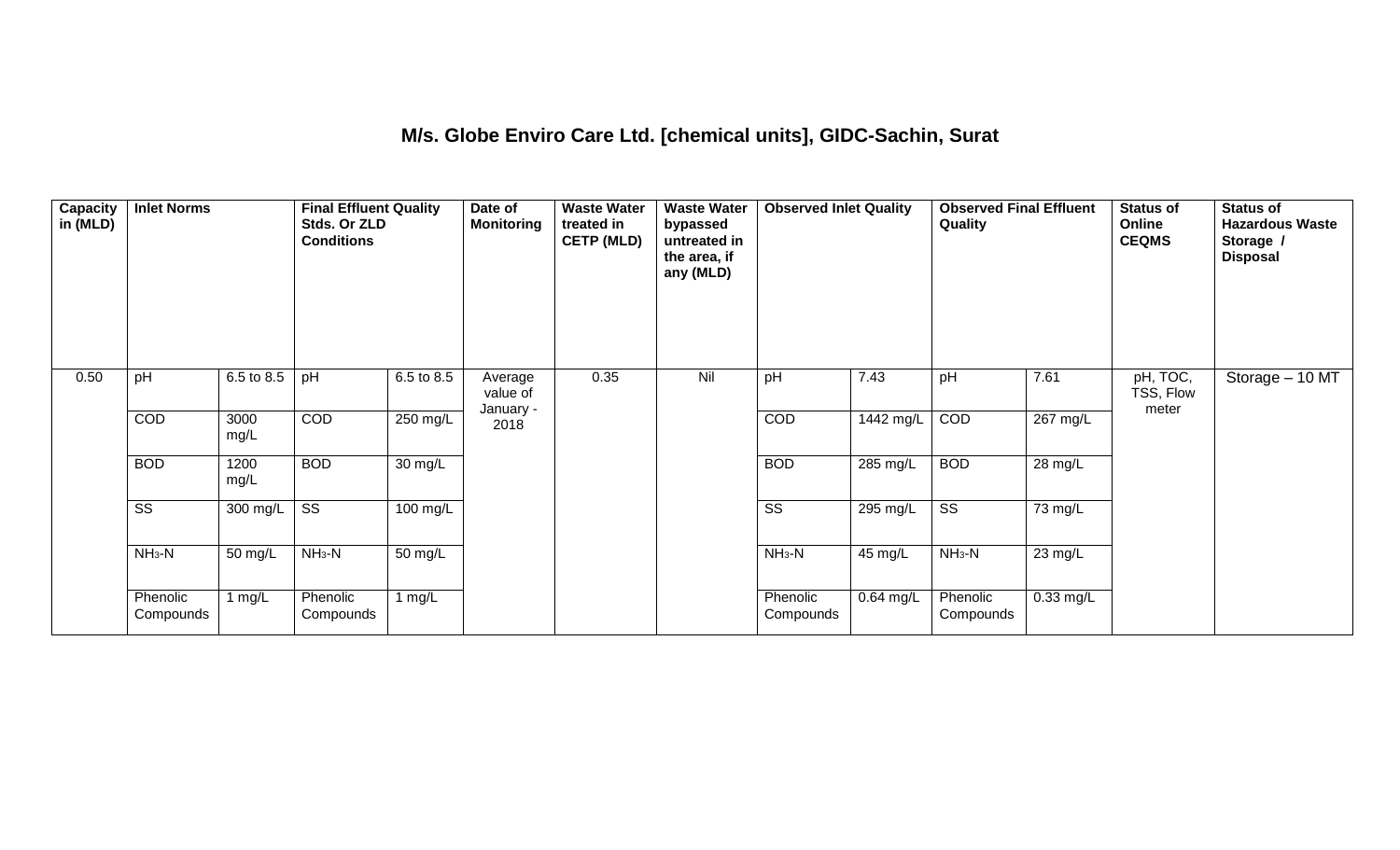## M/s. Globe Enviro Care Ltd. [chemical units], GIDC-Sachin, Surat

| Capacity in (MLD) | Inlet Norms | | Final Effluent Quality Stds. Or ZLD Conditions | | Date of Monitoring | Waste Water treated in CETP (MLD) | Waste Water bypassed untreated in the area, if any (MLD) | Observed Inlet Quality | | Observed Final Effluent Quality | | Status of Online CEQMS | Status of Hazardous Waste Storage / Disposal |
|---|---|---|---|---|---|---|---|---|---|---|---|---|---|
| 0.50 | pH | 6.5 to 8.5 | pH | 6.5 to 8.5 | Average value of January - 2018 | 0.35 | Nil | pH | 7.43 | pH | 7.61 | pH, TOC, TSS, Flow meter | Storage – 10 MT |
| | COD | 3000 mg/L | COD | 250 mg/L | | | | COD | 1442 mg/L | COD | 267 mg/L | | |
| | BOD | 1200 mg/L | BOD | 30 mg/L | | | | BOD | 285 mg/L | BOD | 28 mg/L | | |
| | SS | 300 mg/L | SS | 100 mg/L | | | | SS | 295 mg/L | SS | 73 mg/L | | |
| | $NH_3$-N | 50 mg/L | $NH_3$-N | 50 mg/L | | | | $NH_3$-N | 45 mg/L | $NH_3$-N | 23 mg/L | | |
| | Phenolic Compounds | 1 mg/L | Phenolic Compounds | 1 mg/L | | | | Phenolic Compounds | 0.64 mg/L | Phenolic Compounds | 0.33 mg/L | | |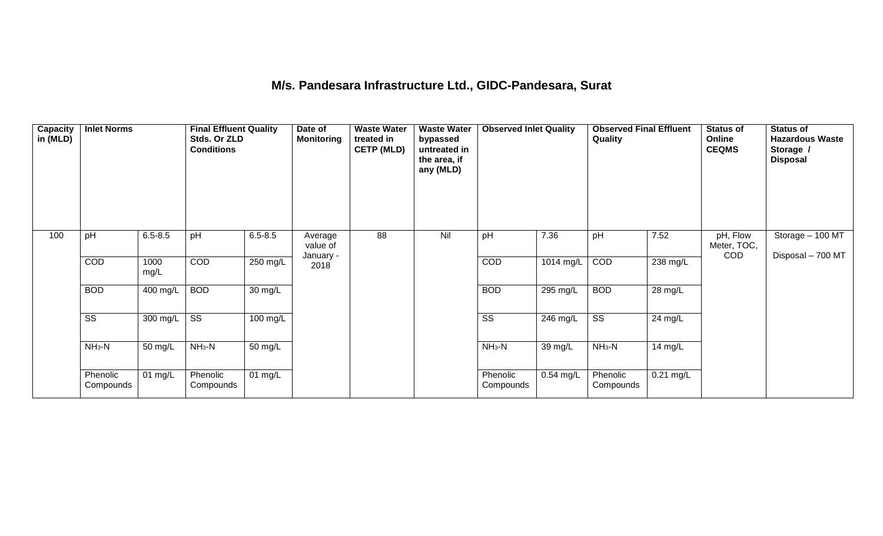## M/s. Pandesara Infrastructure Ltd., GIDC-Pandesara, Surat

| Capacity in (MLD) | Inlet Norms | | Final Effluent Quality Stds. Or ZLD Conditions | | Date of Monitoring | Waste Water treated in CETP (MLD) | Waste Water bypassed untreated in the area, if any (MLD) | Observed Inlet Quality | | Observed Final Effluent Quality | | Status of Online CEQMS | Status of Hazardous Waste Storage / Disposal |
|---|---|---|---|---|---|---|---|---|---|---|---|---|---|
| 100 | pH | 6.5-8.5 | pH | 6.5-8.5 | Average value of January - 2018 | 88 | Nil | pH | 7.36 | pH | 7.52 | pH, Flow Meter, TOC, COD | Storage – 100 MT<br>Disposal – 700 MT |
| | COD | 1000 mg/L | COD | 250 mg/L | | | | COD | 1014 mg/L | COD | 238 mg/L | | |
| | BOD | 400 mg/L | BOD | 30 mg/L | | | | BOD | 295 mg/L | BOD | 28 mg/L | | |
| | SS | 300 mg/L | SS | 100 mg/L | | | | SS | 246 mg/L | SS | 24 mg/L | | |
| | $NH_3$-N | 50 mg/L | $NH_3$-N | 50 mg/L | | | | $NH_3$-N | 39 mg/L | $NH_3$-N | 14 mg/L | | |
| | Phenolic Compounds | 01 mg/L | Phenolic Compounds | 01 mg/L | | | | Phenolic Compounds | 0.54 mg/L | Phenolic Compounds | 0.21 mg/L | | |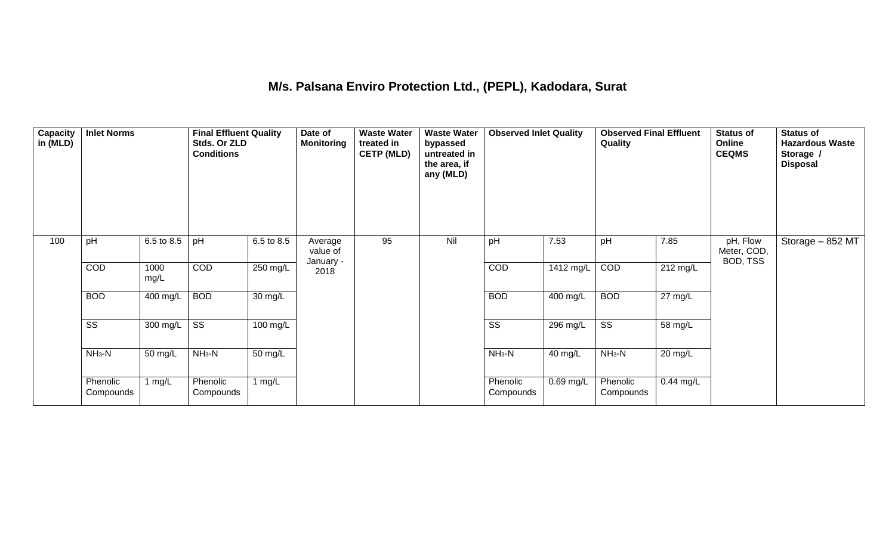# M/s. Palsana Enviro Protection Ltd., (PEPL), Kadodara, Surat

| Capacity in (MLD) | Inlet Norms | | Final Effluent Quality Stds. Or ZLD Conditions | | Date of Monitoring | Waste Water treated in CETP (MLD) | Waste Water bypassed untreated in the area, if any (MLD) | Observed Inlet Quality | | Observed Final Effluent Quality | | Status of Online CEQMS | Status of Hazardous Waste Storage / Disposal |
|---|---|---|---|---|---|---|---|---|---|---|---|---|---|
| 100 | pH | 6.5 to 8.5 | pH | 6.5 to 8.5 | Average value of January - 2018 | 95 | Nil | pH | 7.53 | pH | 7.85 | pH, Flow Meter, COD, BOD, TSS | Storage – 852 MT |
| | COD | 1000 mg/L | COD | 250 mg/L | | | | COD | 1412 mg/L | COD | 212 mg/L | | |
| | BOD | 400 mg/L | BOD | 30 mg/L | | | | BOD | 400 mg/L | BOD | 27 mg/L | | |
| | SS | 300 mg/L | SS | 100 mg/L | | | | SS | 296 mg/L | SS | 58 mg/L | | |
| | $NH_3$-N | 50 mg/L | $NH_3$-N | 50 mg/L | | | | $NH_3$-N | 40 mg/L | $NH_3$-N | 20 mg/L | | |
| | Phenolic Compounds | 1 mg/L | Phenolic Compounds | 1 mg/L | | | | Phenolic Compounds | 0.69 mg/L | Phenolic Compounds | 0.44 mg/L | | |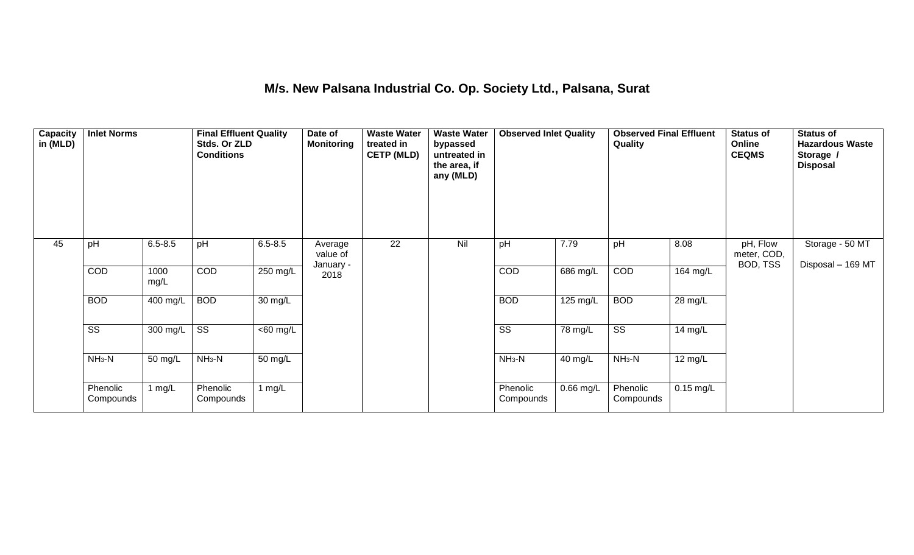## M/s. New Palsana Industrial Co. Op. Society Ltd., Palsana, Surat

| Capacity in (MLD) | Inlet Norms | | Final Effluent Quality Stds. Or ZLD Conditions | | Date of Monitoring | Waste Water treated in CETP (MLD) | Waste Water bypassed untreated in the area, if any (MLD) | Observed Inlet Quality | | Observed Final Effluent Quality | | Status of Online CEQMS | Status of Hazardous Waste Storage / Disposal |
|---|---|---|---|---|---|---|---|---|---|---|---|---|---|
| 45 | pH | 6.5-8.5 | pH | 6.5-8.5 | Average value of January - 2018 | 22 | Nil | pH | 7.79 | pH | 8.08 | pH, Flow meter, COD, BOD, TSS | Storage - 50 MT<br>Disposal – 169 MT |
| | COD | 1000 mg/L | COD | 250 mg/L | | | | COD | 686 mg/L | COD | 164 mg/L | | |
| | BOD | 400 mg/L | BOD | 30 mg/L | | | | BOD | 125 mg/L | BOD | 28 mg/L | | |
| | SS | 300 mg/L | SS | <60 mg/L | | | | SS | 78 mg/L | SS | 14 mg/L | | |
| | $NH_3$-N | 50 mg/L | $NH_3$-N | 50 mg/L | | | | $NH_3$-N | 40 mg/L | $NH_3$-N | 12 mg/L | | |
| | Phenolic Compounds | 1 mg/L | Phenolic Compounds | 1 mg/L | | | | Phenolic Compounds | 0.66 mg/L | Phenolic Compounds | 0.15 mg/L | | |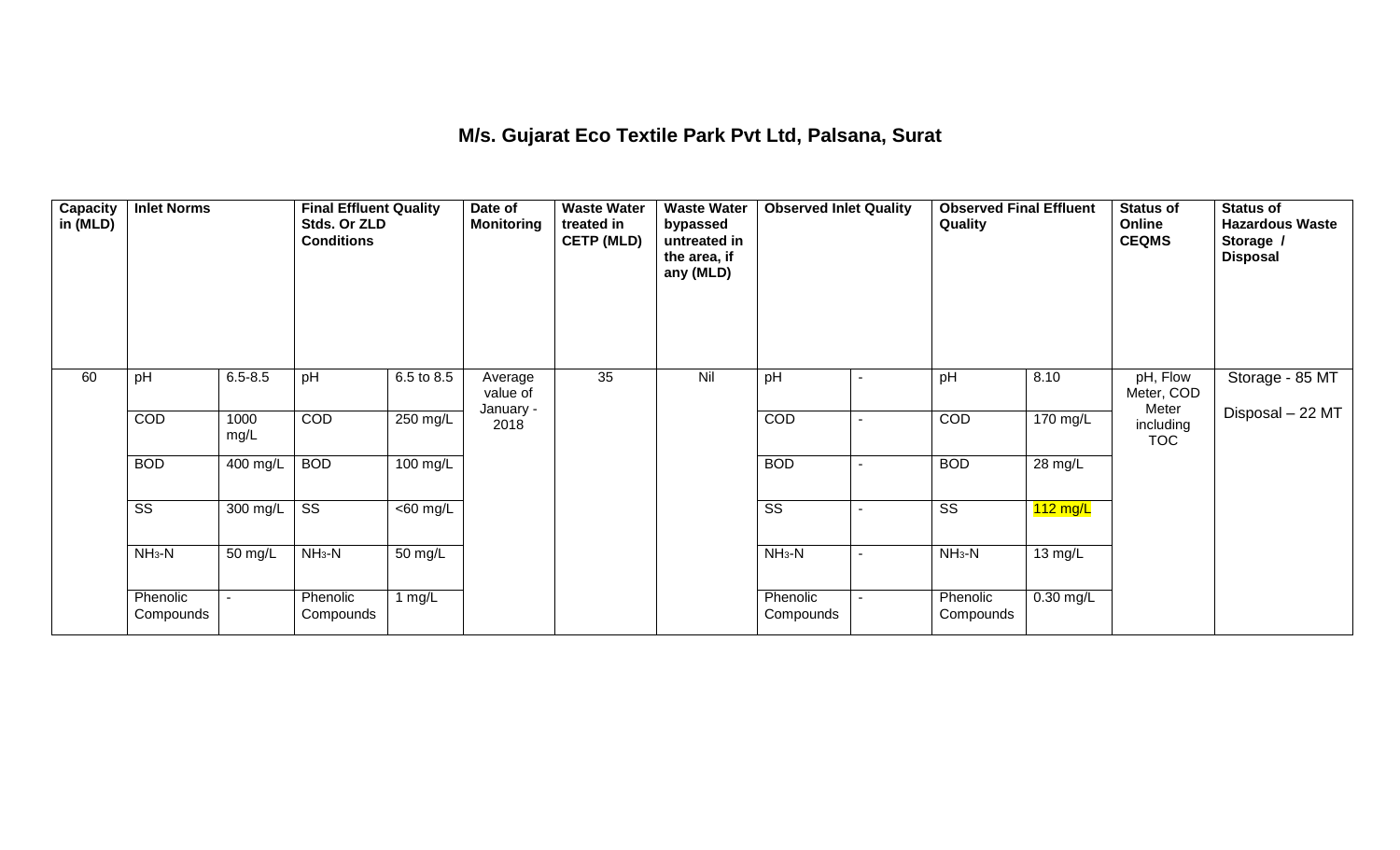## M/s. Gujarat Eco Textile Park Pvt Ltd, Palsana, Surat

| Capacity in (MLD) | Inlet Norms | | Final Effluent Quality Stds. Or ZLD Conditions | | Date of Monitoring | Waste Water treated in CETP (MLD) | Waste Water bypassed untreated in the area, if any (MLD) | Observed Inlet Quality | | Observed Final Effluent Quality | | Status of Online CEQMS | Status of Hazardous Waste Storage / Disposal |
|---|---|---|---|---|---|---|---|---|---|---|---|---|---|
| 60 | pH | 6.5-8.5 | pH | 6.5 to 8.5 | Average value of January - 2018 | 35 | Nil | pH | - | pH | 8.10 | pH, Flow Meter, COD Meter including TOC | Storage - 85 MT<br>Disposal – 22 MT |
| | COD | 1000 mg/L | COD | 250 mg/L | | | | COD | - | COD | 170 mg/L | | |
| | BOD | 400 mg/L | BOD | 100 mg/L | | | | BOD | - | BOD | 28 mg/L | | |
| | SS | 300 mg/L | SS | <60 mg/L | | | | SS | - | SS | 112 mg/L | | |
| | $NH_3$-N | 50 mg/L | $NH_3$-N | 50 mg/L | | | | $NH_3$-N | - | $NH_3$-N | 13 mg/L | | |
| | Phenolic Compounds | - | Phenolic Compounds | 1 mg/L | | | | Phenolic Compounds | - | Phenolic Compounds | 0.30 mg/L | | |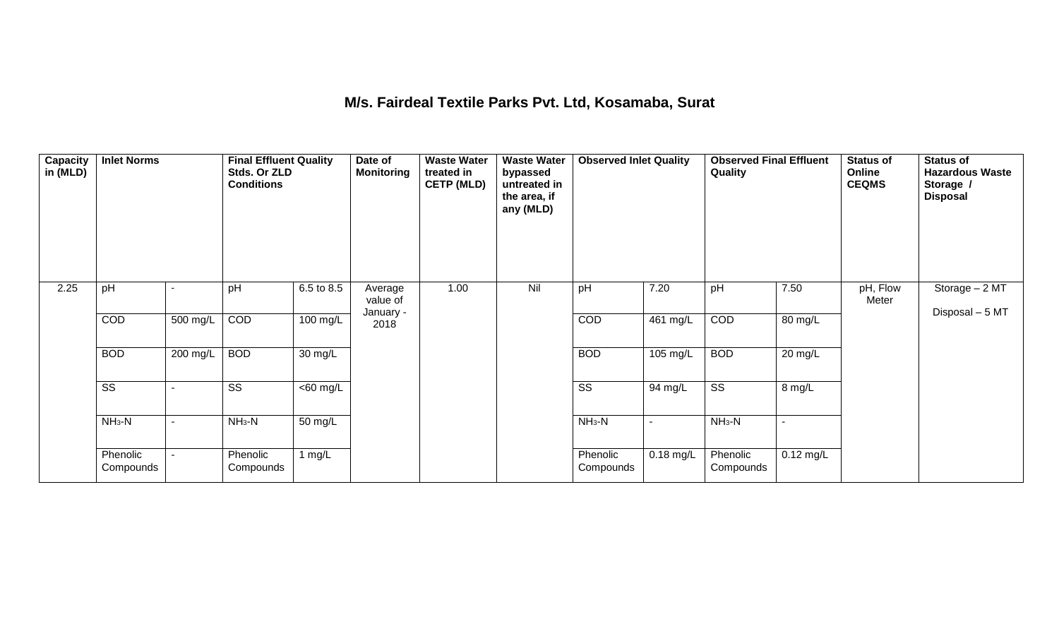# M/s. Fairdeal Textile Parks Pvt. Ltd, Kosamaba, Surat

| Capacity in (MLD) | Inlet Norms | | Final Effluent Quality Stds. Or ZLD Conditions | | Date of Monitoring | Waste Water treated in CETP (MLD) | Waste Water bypassed untreated in the area, if any (MLD) | Observed Inlet Quality | | Observed Final Effluent Quality | | Status of Online CEQMS | Status of Hazardous Waste Storage / Disposal |
|---|---|---|---|---|---|---|---|---|---|---|---|---|---|
| 2.25 | pH | - | pH | 6.5 to 8.5 | Average value of January - 2018 | 1.00 | Nil | pH | 7.20 | pH | 7.50 | pH, Flow Meter | Storage – 2 MT Disposal – 5 MT |
| | COD | 500 mg/L | COD | 100 mg/L | | | | COD | 461 mg/L | COD | 80 mg/L | | |
| | BOD | 200 mg/L | BOD | 30 mg/L | | | | BOD | 105 mg/L | BOD | 20 mg/L | | |
| | SS | - | SS | <60 mg/L | | | | SS | 94 mg/L | SS | 8 mg/L | | |
| | $NH_3$-N | - | $NH_3$-N | 50 mg/L | | | | $NH_3$-N | - | $NH_3$-N | - | | |
| | Phenolic Compounds | - | Phenolic Compounds | 1 mg/L | | | | Phenolic Compounds | 0.18 mg/L | Phenolic Compounds | 0.12 mg/L | | |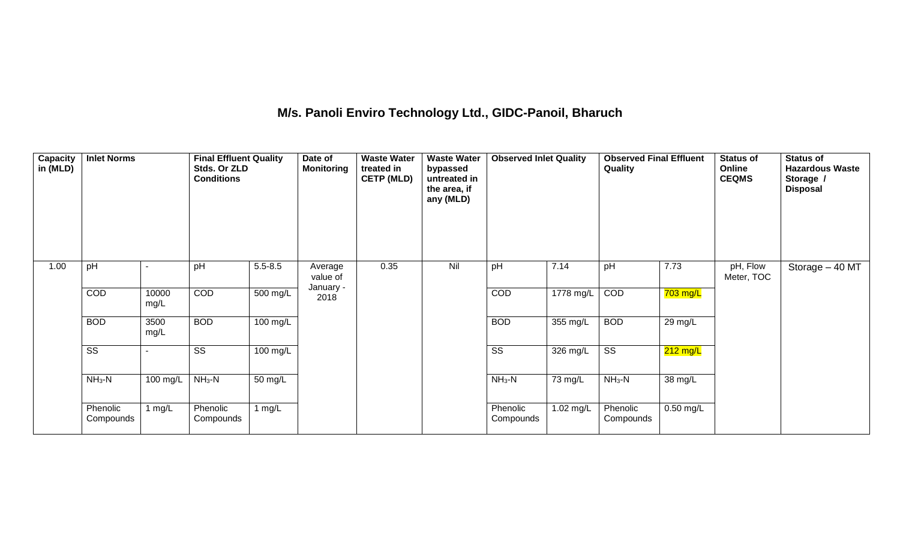## M/s. Panoli Enviro Technology Ltd., GIDC-Panoil, Bharuch

| Capacity in (MLD) | Inlet Norms | | Final Effluent Quality Stds. Or ZLD Conditions | | Date of Monitoring | Waste Water treated in CETP (MLD) | Waste Water bypassed untreated in the area, if any (MLD) | Observed Inlet Quality | | Observed Final Effluent Quality | | Status of Online CEQMS | Status of Hazardous Waste Storage / Disposal |
|---|---|---|---|---|---|---|---|---|---|---|---|---|---|
| 1.00 | pH | - | pH | 5.5-8.5 | Average value of January - 2018 | 0.35 | Nil | pH | 7.14 | pH | 7.73 | pH, Flow Meter, TOC | Storage – 40 MT |
| | COD | 10000 mg/L | COD | 500 mg/L | | | | COD | 1778 mg/L | COD | 703 mg/L | | |
| | BOD | 3500 mg/L | BOD | 100 mg/L | | | | BOD | 355 mg/L | BOD | 29 mg/L | | |
| | SS | - | SS | 100 mg/L | | | | SS | 326 mg/L | SS | 212 mg/L | | |
| | $NH_3$-N | 100 mg/L | $NH_3$-N | 50 mg/L | | | | $NH_3$-N | 73 mg/L | $NH_3$-N | 38 mg/L | | |
| | Phenolic Compounds | 1 mg/L | Phenolic Compounds | 1 mg/L | | | | Phenolic Compounds | 1.02 mg/L | Phenolic Compounds | 0.50 mg/L | | |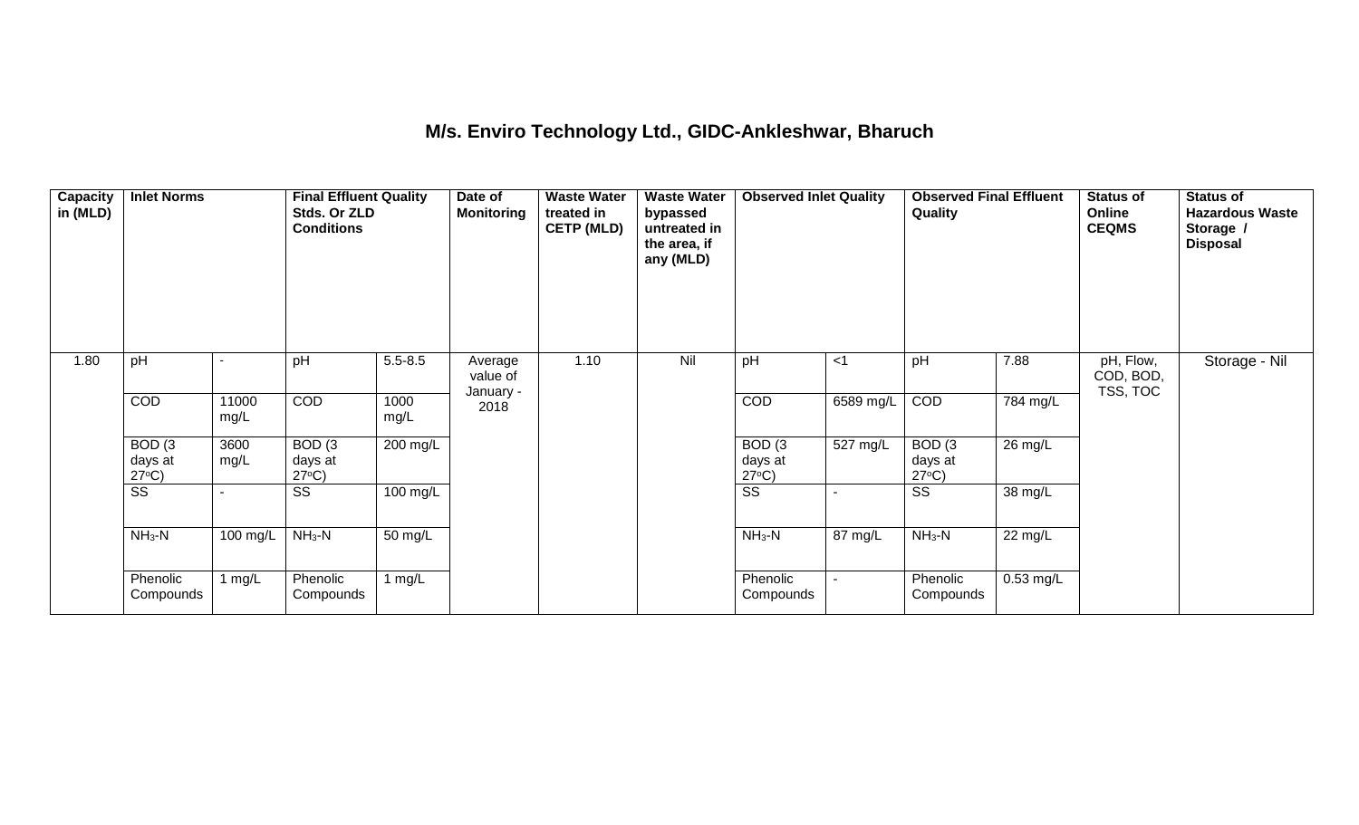# M/s. Enviro Technology Ltd., GIDC-Ankleshwar, Bharuch

| Capacity in (MLD) | Inlet Norms | | Final Effluent Quality Stds. Or ZLD Conditions | | Date of Monitoring | Waste Water treated in CETP (MLD) | Waste Water bypassed untreated in the area, if any (MLD) | Observed Inlet Quality | | Observed Final Effluent Quality | | Status of Online CEQMS | Status of Hazardous Waste Storage / Disposal |
|---|---|---|---|---|---|---|---|---|---|---|---|---|---|
| 1.80 | pH | - | pH | 5.5-8.5 | Average value of January - 2018 | 1.10 | Nil | pH | <1 | pH | 7.88 | pH, Flow, COD, BOD, TSS, TOC | Storage - Nil |
| | COD | 11000 mg/L | COD | 1000 mg/L | | | | COD | 6589 mg/L | COD | 784 mg/L | | |
| | BOD (3 days at 27°C) | 3600 mg/L | BOD (3 days at 27°C) | 200 mg/L | | | | BOD (3 days at 27°C) | 527 mg/L | BOD (3 days at 27°C) | 26 mg/L | | |
| | SS | - | SS | 100 mg/L | | | | SS | - | SS | 38 mg/L | | |
| | $NH_3$-N | 100 mg/L | $NH_3$-N | 50 mg/L | | | | $NH_3$-N | 87 mg/L | $NH_3$-N | 22 mg/L | | |
| | Phenolic Compounds | 1 mg/L | Phenolic Compounds | 1 mg/L | | | | Phenolic Compounds | - | Phenolic Compounds | 0.53 mg/L | | |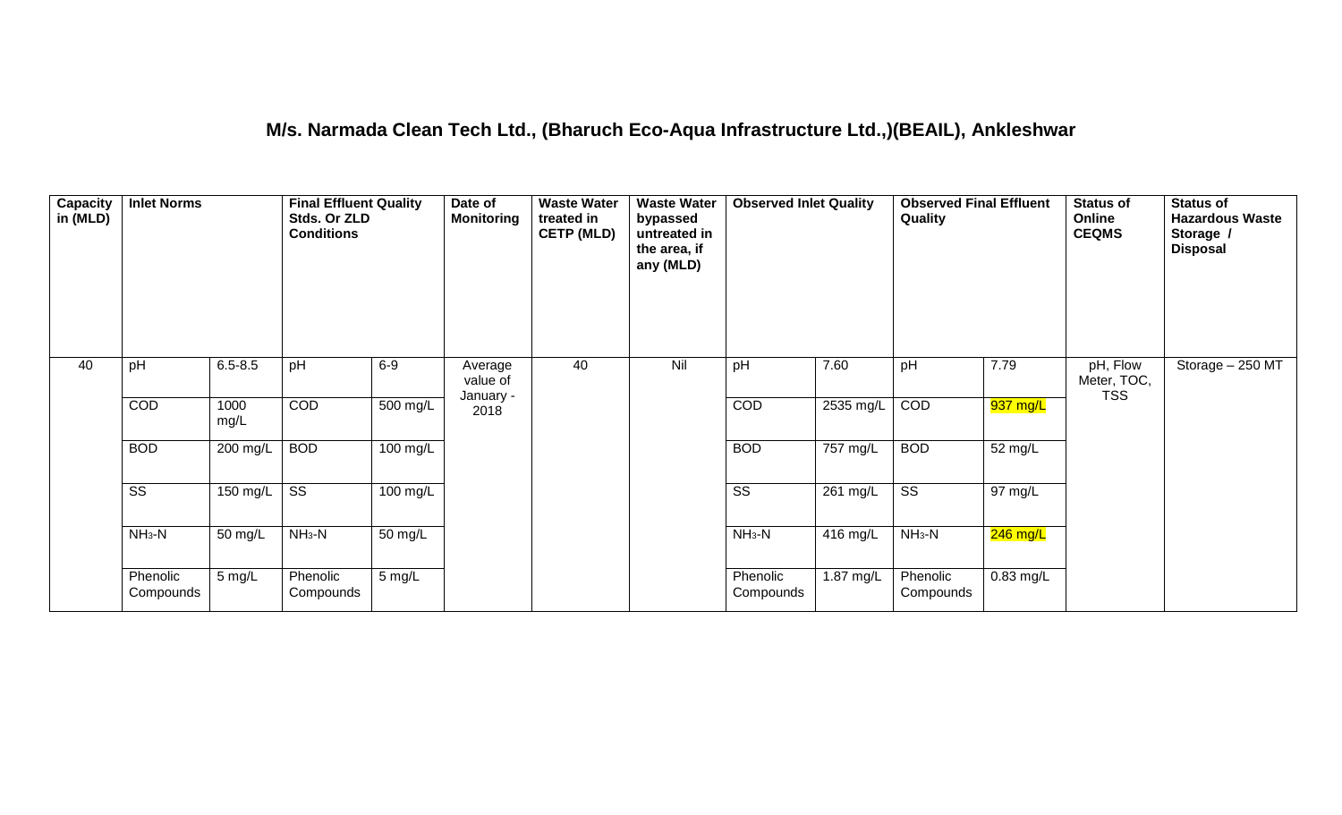## M/s. Narmada Clean Tech Ltd., (Bharuch Eco-Aqua Infrastructure Ltd.,)(BEAIL), Ankleshwar

| Capacity in (MLD) | Inlet Norms | | Final Effluent Quality Stds. Or ZLD Conditions | | Date of Monitoring | Waste Water treated in CETP (MLD) | Waste Water bypassed untreated in the area, if any (MLD) | Observed Inlet Quality | | Observed Final Effluent Quality | | Status of Online CEQMS | Status of Hazardous Waste Storage / Disposal |
|---|---|---|---|---|---|---|---|---|---|---|---|---|---|
| 40 | pH | 6.5-8.5 | pH | 6-9 | Average value of January - 2018 | 40 | Nil | pH | 7.60 | pH | 7.79 | pH, Flow Meter, TOC, TSS | Storage – 250 MT |
| | COD | 1000 mg/L | COD | 500 mg/L | | | | COD | 2535 mg/L | COD | 937 mg/L | | |
| | BOD | 200 mg/L | BOD | 100 mg/L | | | | BOD | 757 mg/L | BOD | 52 mg/L | | |
| | SS | 150 mg/L | SS | 100 mg/L | | | | SS | 261 mg/L | SS | 97 mg/L | | |
| | $NH_3$-N | 50 mg/L | $NH_3$-N | 50 mg/L | | | | $NH_3$-N | 416 mg/L | $NH_3$-N | 246 mg/L | | |
| | Phenolic Compounds | 5 mg/L | Phenolic Compounds | 5 mg/L | | | | Phenolic Compounds | 1.87 mg/L | Phenolic Compounds | 0.83 mg/L | | |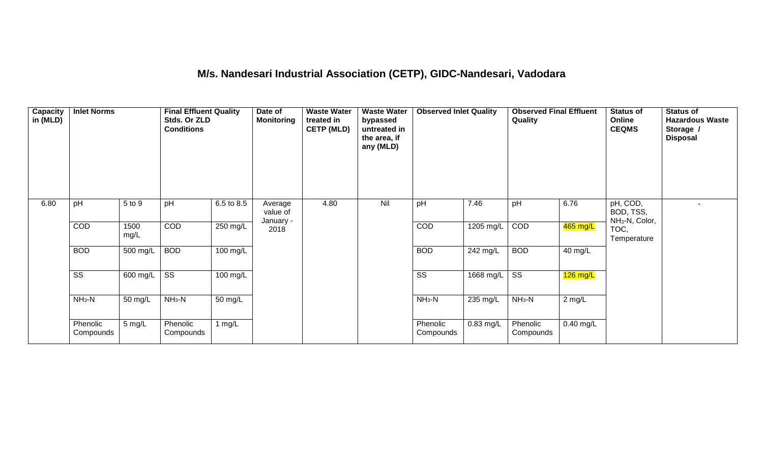# M/s. Nandesari Industrial Association (CETP), GIDC-Nandesari, Vadodara

| Capacity in (MLD) | Inlet Norms | | Final Effluent Quality Stds. Or ZLD Conditions | | Date of Monitoring | Waste Water treated in CETP (MLD) | Waste Water bypassed untreated in the area, if any (MLD) | Observed Inlet Quality | | Observed Final Effluent Quality | | Status of Online CEQMS | Status of Hazardous Waste Storage / Disposal |
|---|---|---|---|---|---|---|---|---|---|---|---|---|---|
| 6.80 | pH | 5 to 9 | pH | 6.5 to 8.5 | Average value of January - 2018 | 4.80 | Nil | pH | 7.46 | pH | 6.76 | pH, COD, BOD, TSS, $NH_3$-N, Color, TOC, Temperature | - |
| | COD | 1500 mg/L | COD | 250 mg/L | | | | COD | 1205 mg/L | COD | 465 mg/L | | |
| | BOD | 500 mg/L | BOD | 100 mg/L | | | | BOD | 242 mg/L | BOD | 40 mg/L | | |
| | SS | 600 mg/L | SS | 100 mg/L | | | | SS | 1668 mg/L | SS | 126 mg/L | | |
| | $NH_3$-N | 50 mg/L | $NH_3$-N | 50 mg/L | | | | $NH_3$-N | 235 mg/L | $NH_3$-N | 2 mg/L | | |
| | Phenolic Compounds | 5 mg/L | Phenolic Compounds | 1 mg/L | | | | Phenolic Compounds | 0.83 mg/L | Phenolic Compounds | 0.40 mg/L | | |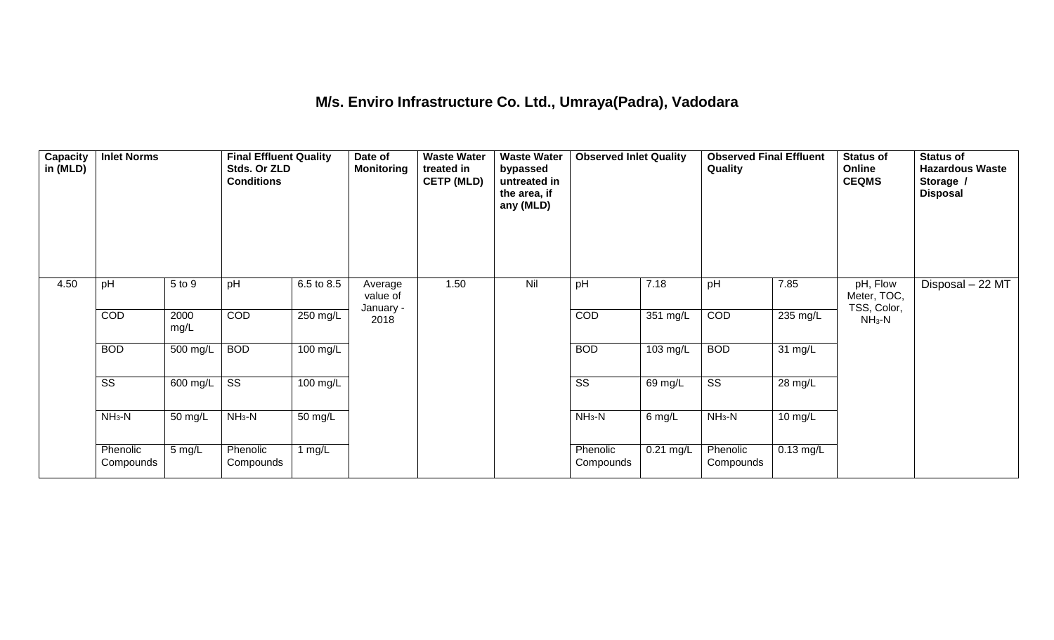## M/s. Enviro Infrastructure Co. Ltd., Umraya(Padra), Vodadara

| Capacity in (MLD) | Inlet Norms | | Final Effluent Quality Stds. Or ZLD Conditions | | Date of Monitoring | Waste Water treated in CETP (MLD) | Waste Water bypassed untreated in the area, if any (MLD) | Observed Inlet Quality | | Observed Final Effluent Quality | | Status of Online CEQMS | Status of Hazardous Waste Storage / Disposal |
|---|---|---|---|---|---|---|---|---|---|---|---|---|---|
| 4.50 | pH | 5 to 9 | pH | 6.5 to 8.5 | Average value of January - 2018 | 1.50 | Nil | pH | 7.18 | pH | 7.85 | pH, Flow Meter, TOC, TSS, Color, $NH_3$-N | Disposal – 22 MT |
| | COD | 2000 mg/L | COD | 250 mg/L | | | | COD | 351 mg/L | COD | 235 mg/L | | |
| | BOD | 500 mg/L | BOD | 100 mg/L | | | | BOD | 103 mg/L | BOD | 31 mg/L | | |
| | SS | 600 mg/L | SS | 100 mg/L | | | | SS | 69 mg/L | SS | 28 mg/L | | |
| | $NH_3$-N | 50 mg/L | $NH_3$-N | 50 mg/L | | | | $NH_3$-N | 6 mg/L | $NH_3$-N | 10 mg/L | | |
| | Phenolic Compounds | 5 mg/L | Phenolic Compounds | 1 mg/L | | | | Phenolic Compounds | 0.21 mg/L | Phenolic Compounds | 0.13 mg/L | | |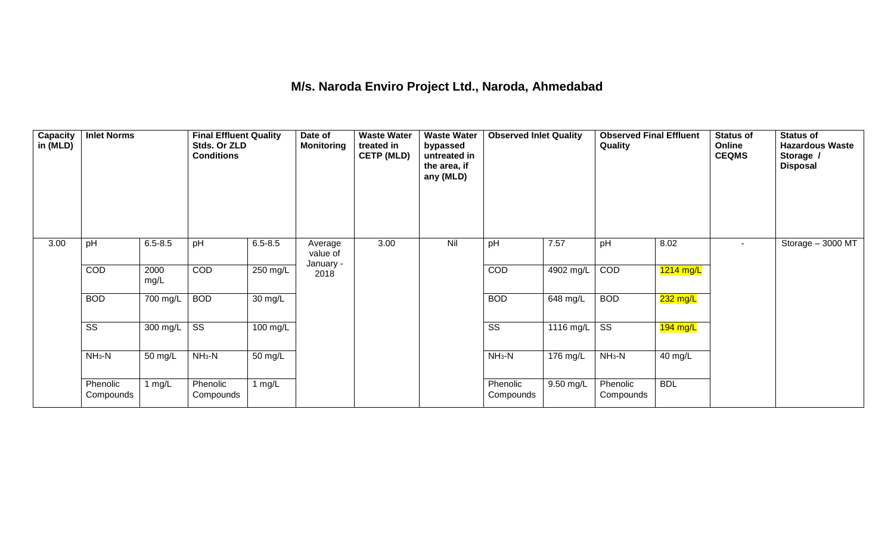# M/s. Naroda Enviro Project Ltd., Naroda, Ahmedabad

| Capacity in (MLD) | Inlet Norms | | Final Effluent Quality Stds. Or ZLD Conditions | | Date of Monitoring | Waste Water treated in CETP (MLD) | Waste Water bypassed untreated in the area, if any (MLD) | Observed Inlet Quality | | Observed Final Effluent Quality | | Status of Online CEQMS | Status of Hazardous Waste Storage / Disposal |
|---|---|---|---|---|---|---|---|---|---|---|---|---|---|
| 3.00 | pH | 6.5-8.5 | pH | 6.5-8.5 | Average value of January - 2018 | 3.00 | Nil | pH | 7.57 | pH | 8.02 | - | Storage – 3000 MT |
| | COD | 2000 mg/L | COD | 250 mg/L | | | | COD | 4902 mg/L | COD | 1214 mg/L | | |
| | BOD | 700 mg/L | BOD | 30 mg/L | | | | BOD | 648 mg/L | BOD | 232 mg/L | | |
| | SS | 300 mg/L | SS | 100 mg/L | | | | SS | 1116 mg/L | SS | 194 mg/L | | |
| | $NH_3$-N | 50 mg/L | $NH_3$-N | 50 mg/L | | | | $NH_3$-N | 176 mg/L | $NH_3$-N | 40 mg/L | | |
| | Phenolic Compounds | 1 mg/L | Phenolic Compounds | 1 mg/L | | | | Phenolic Compounds | 9.50 mg/L | Phenolic Compounds | BDL | | |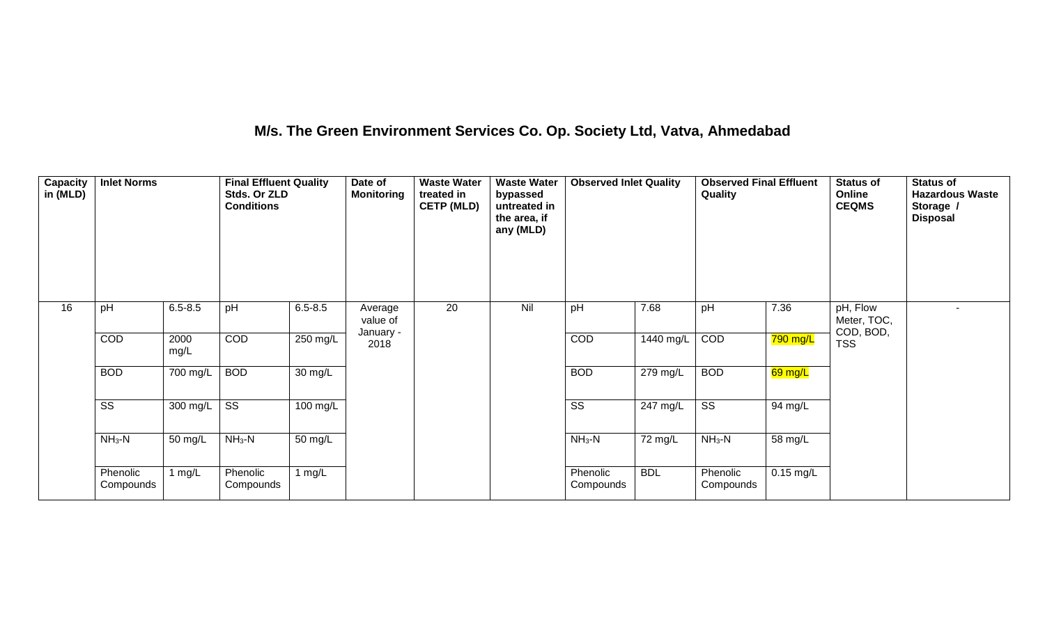# M/s. The Green Environment Services Co. Op. Society Ltd, Vatva, Ahmedabad

| Capacity in (MLD) | Inlet Norms | | Final Effluent Quality Stds. Or ZLD Conditions | | Date of Monitoring | Waste Water treated in CETP (MLD) | Waste Water bypassed untreated in the area, if any (MLD) | Observed Inlet Quality | | Observed Final Effluent Quality | | Status of Online CEQMS | Status of Hazardous Waste Storage / Disposal |
|---|---|---|---|---|---|---|---|---|---|---|---|---|---|
| 16 | pH | 6.5-8.5 | pH | 6.5-8.5 | Average value of January - 2018 | 20 | Nil | pH | 7.68 | pH | 7.36 | pH, Flow Meter, TOC, COD, BOD, TSS | - |
| | COD | 2000 mg/L | COD | 250 mg/L | | | | COD | 1440 mg/L | COD | 790 mg/L | | |
| | BOD | 700 mg/L | BOD | 30 mg/L | | | | BOD | 279 mg/L | BOD | 69 mg/L | | |
| | SS | 300 mg/L | SS | 100 mg/L | | | | SS | 247 mg/L | SS | 94 mg/L | | |
| | $NH_3$-N | 50 mg/L | $NH_3$-N | 50 mg/L | | | | $NH_3$-N | 72 mg/L | $NH_3$-N | 58 mg/L | | |
| | Phenolic Compounds | 1 mg/L | Phenolic Compounds | 1 mg/L | | | | Phenolic Compounds | BDL | Phenolic Compounds | 0.15 mg/L | | |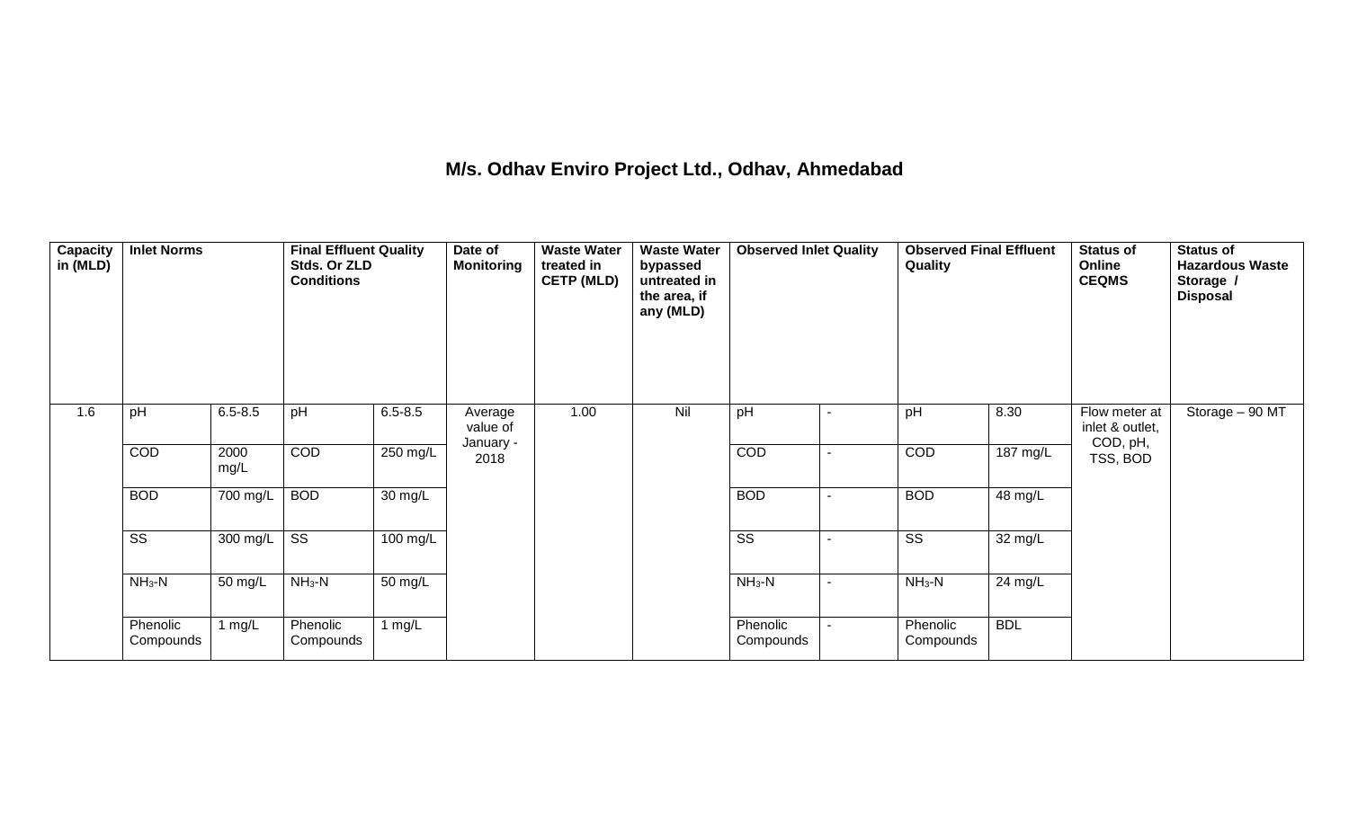# M/s. Odhav Enviro Project Ltd., Odhav, Ahmedabad

| Capacity in (MLD) | Inlet Norms | | Final Effluent Quality Stds. Or ZLD Conditions | | Date of Monitoring | Waste Water treated in CETP (MLD) | Waste Water bypassed untreated in the area, if any (MLD) | Observed Inlet Quality | | Observed Final Effluent Quality | | Status of Online CEQMS | Status of Hazardous Waste Storage / Disposal |
|---|---|---|---|---|---|---|---|---|---|---|---|---|---|
| 1.6 | pH | 6.5-8.5 | pH | 6.5-8.5 | Average value of January - 2018 | 1.00 | Nil | pH | - | pH | 8.30 | Flow meter at inlet & outlet, COD, pH, TSS, BOD | Storage – 90 MT |
| | COD | 2000 mg/L | COD | 250 mg/L | | | | COD | - | COD | 187 mg/L | | |
| | BOD | 700 mg/L | BOD | 30 mg/L | | | | BOD | - | BOD | 48 mg/L | | |
| | SS | 300 mg/L | SS | 100 mg/L | | | | SS | - | SS | 32 mg/L | | |
| | $NH_3$-N | 50 mg/L | $NH_3$-N | 50 mg/L | | | | $NH_3$-N | - | $NH_3$-N | 24 mg/L | | |
| | Phenolic Compounds | 1 mg/L | Phenolic Compounds | 1 mg/L | | | | Phenolic Compounds | - | Phenolic Compounds | BDL | | |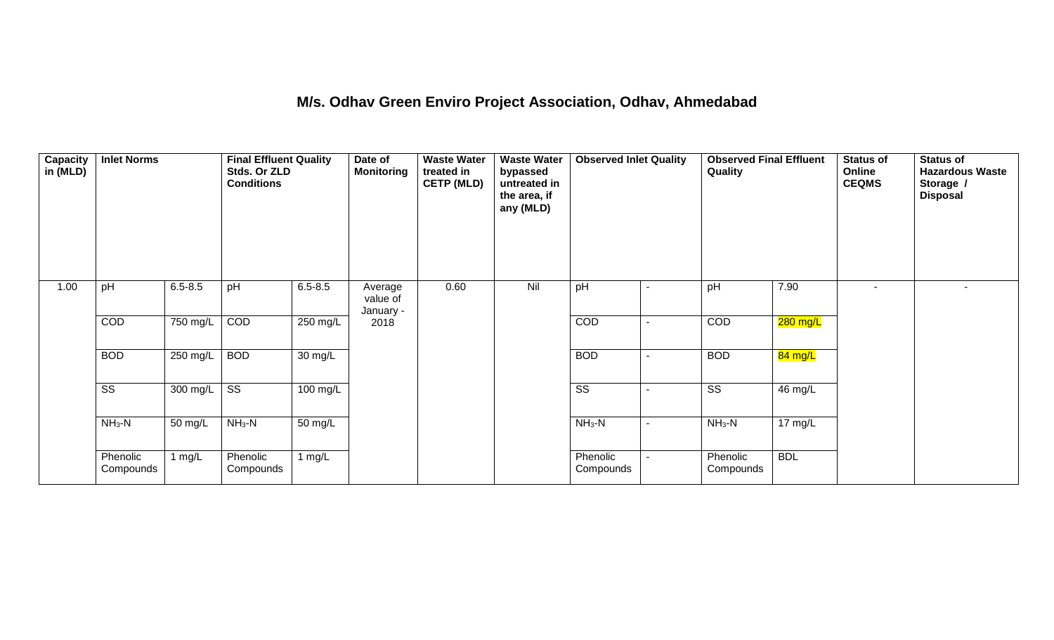# M/s. Odhav Green Enviro Project Association, Odhav, Ahmedabad

| Capacity in (MLD) | Inlet Norms | | Final Effluent Quality Stds. Or ZLD Conditions | | Date of Monitoring | Waste Water treated in CETP (MLD) | Waste Water bypassed untreated in the area, if any (MLD) | Observed Inlet Quality | | Observed Final Effluent Quality | | Status of Online CEQMS | Status of Hazardous Waste Storage / Disposal |
|---|---|---|---|---|---|---|---|---|---|---|---|---|---|
| 1.00 | pH | 6.5-8.5 | pH | 6.5-8.5 | Average value of January - 2018 | 0.60 | Nil | pH | - | pH | 7.90 | - | - |
| | COD | 750 mg/L | COD | 250 mg/L | | | | COD | - | COD | 280 mg/L | | |
| | BOD | 250 mg/L | BOD | 30 mg/L | | | | BOD | - | BOD | 84 mg/L | | |
| | SS | 300 mg/L | SS | 100 mg/L | | | | SS | - | SS | 46 mg/L | | |
| | $NH_3$-N | 50 mg/L | $NH_3$-N | 50 mg/L | | | | $NH_3$-N | - | $NH_3$-N | 17 mg/L | | |
| | Phenolic Compounds | 1 mg/L | Phenolic Compounds | 1 mg/L | | | | Phenolic Compounds | - | Phenolic Compounds | BDL | | |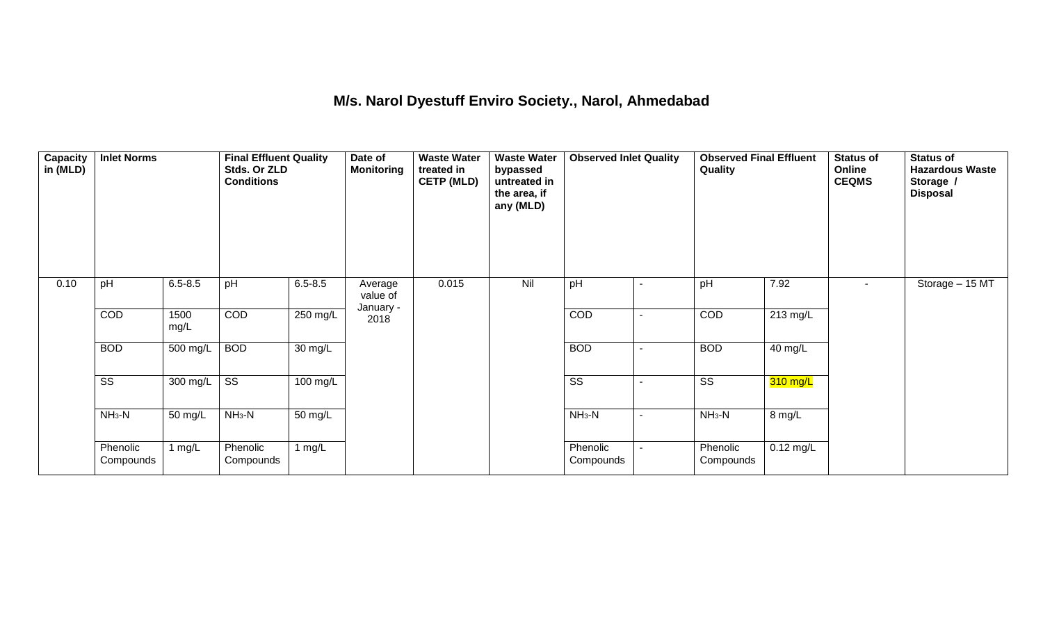# M/s. Narol Dyestuff Enviro Society., Narol, Ahmedabad

| Capacity in (MLD) | Inlet Norms | | Final Effluent Quality Stds. Or ZLD Conditions | | Date of Monitoring | Waste Water treated in CETP (MLD) | Waste Water bypassed untreated in the area, if any (MLD) | Observed Inlet Quality | | Observed Final Effluent Quality | | Status of Online CEQMS | Status of Hazardous Waste Storage / Disposal |
|---|---|---|---|---|---|---|---|---|---|---|---|---|---|
| 0.10 | pH | 6.5-8.5 | pH | 6.5-8.5 | Average value of January - 2018 | 0.015 | Nil | pH | - | pH | 7.92 | - | Storage – 15 MT |
| | COD | 1500 mg/L | COD | 250 mg/L | | | | COD | - | COD | 213 mg/L | | |
| | BOD | 500 mg/L | BOD | 30 mg/L | | | | BOD | - | BOD | 40 mg/L | | |
| | SS | 300 mg/L | SS | 100 mg/L | | | | SS | - | SS | 310 mg/L | | |
| | $NH_3$-N | 50 mg/L | $NH_3$-N | 50 mg/L | | | | $NH_3$-N | - | $NH_3$-N | 8 mg/L | | |
| | Phenolic Compounds | 1 mg/L | Phenolic Compounds | 1 mg/L | | | | Phenolic Compounds | - | Phenolic Compounds | 0.12 mg/L | | |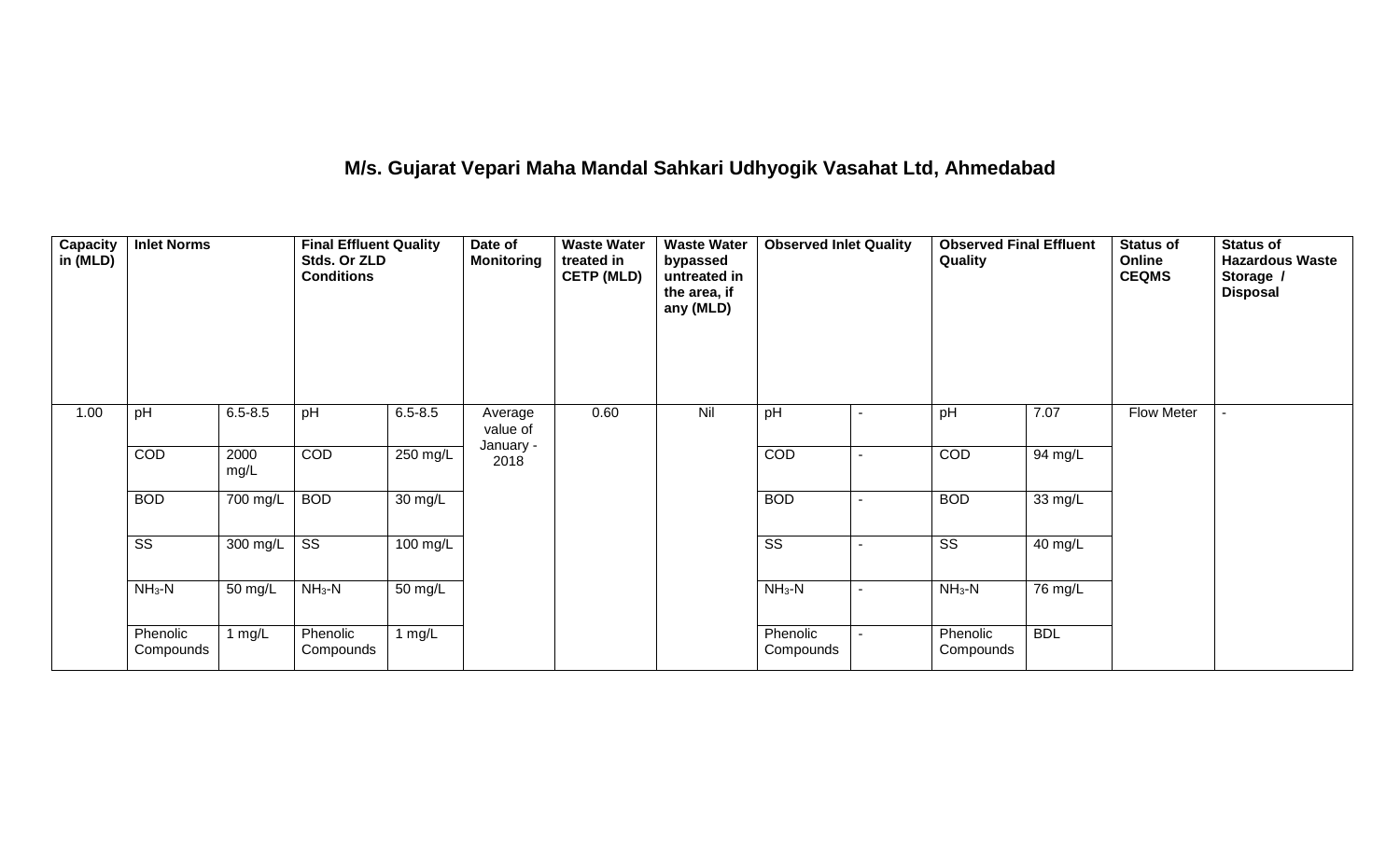# M/s. Gujarat Vepari Maha Mandal Sahkari Udhyogik Vasahat Ltd, Ahmedabad

| Capacity in (MLD) | Inlet Norms | | Final Effluent Quality Stds. Or ZLD Conditions | | Date of Monitoring | Waste Water treated in CETP (MLD) | Waste Water bypassed untreated in the area, if any (MLD) | Observed Inlet Quality | | Observed Final Effluent Quality | | Status of Online CEQMS | Status of Hazardous Waste Storage / Disposal |
|---|---|---|---|---|---|---|---|---|---|---|---|---|---|
| 1.00 | pH | 6.5-8.5 | pH | 6.5-8.5 | Average value of January - 2018 | 0.60 | Nil | pH | - | pH | 7.07 | Flow Meter | - |
| | COD | 2000 mg/L | COD | 250 mg/L | | | | COD | - | COD | 94 mg/L | | |
| | BOD | 700 mg/L | BOD | 30 mg/L | | | | BOD | - | BOD | 33 mg/L | | |
| | SS | 300 mg/L | SS | 100 mg/L | | | | SS | - | SS | 40 mg/L | | |
| | $NH_3$-N | 50 mg/L | $NH_3$-N | 50 mg/L | | | | $NH_3$-N | - | $NH_3$-N | 76 mg/L | | |
| | Phenolic Compounds | 1 mg/L | Phenolic Compounds | 1 mg/L | | | | Phenolic Compounds | - | Phenolic Compounds | BDL | | |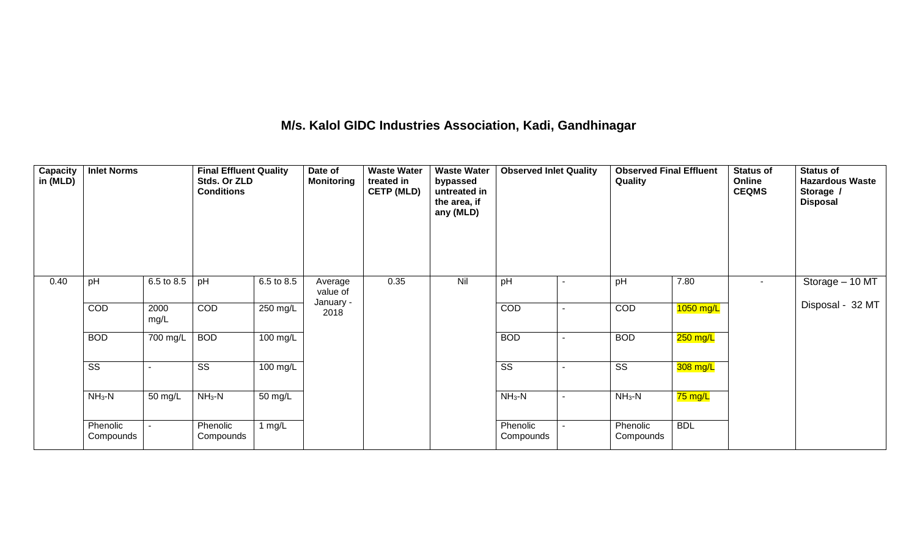# M/s. Kalol GIDC Industries Association, Kadi, Gandhinagar

| Capacity in (MLD) | Inlet Norms | | Final Effluent Quality Stds. Or ZLD Conditions | | Date of Monitoring | Waste Water treated in CETP (MLD) | Waste Water bypassed untreated in the area, if any (MLD) | Observed Inlet Quality | | Observed Final Effluent Quality | | Status of Online CEQMS | Status of Hazardous Waste Storage / Disposal |
|---|---|---|---|---|---|---|---|---|---|---|---|---|---|
| 0.40 | pH | 6.5 to 8.5 | pH | 6.5 to 8.5 | Average value of January - 2018 | 0.35 | Nil | pH | - | pH | 7.80 | - | Storage – 10 MT<br>Disposal - 32 MT |
| | COD | 2000 mg/L | COD | 250 mg/L | | | | COD | - | COD | 1050 mg/L | | |
| | BOD | 700 mg/L | BOD | 100 mg/L | | | | BOD | - | BOD | 250 mg/L | | |
| | SS | - | SS | 100 mg/L | | | | SS | - | SS | 308 mg/L | | |
| | $NH_3$-N | 50 mg/L | $NH_3$-N | 50 mg/L | | | | $NH_3$-N | - | $NH_3$-N | 75 mg/L | | |
| | Phenolic Compounds | - | Phenolic Compounds | 1 mg/L | | | | Phenolic Compounds | - | Phenolic Compounds | BDL | | |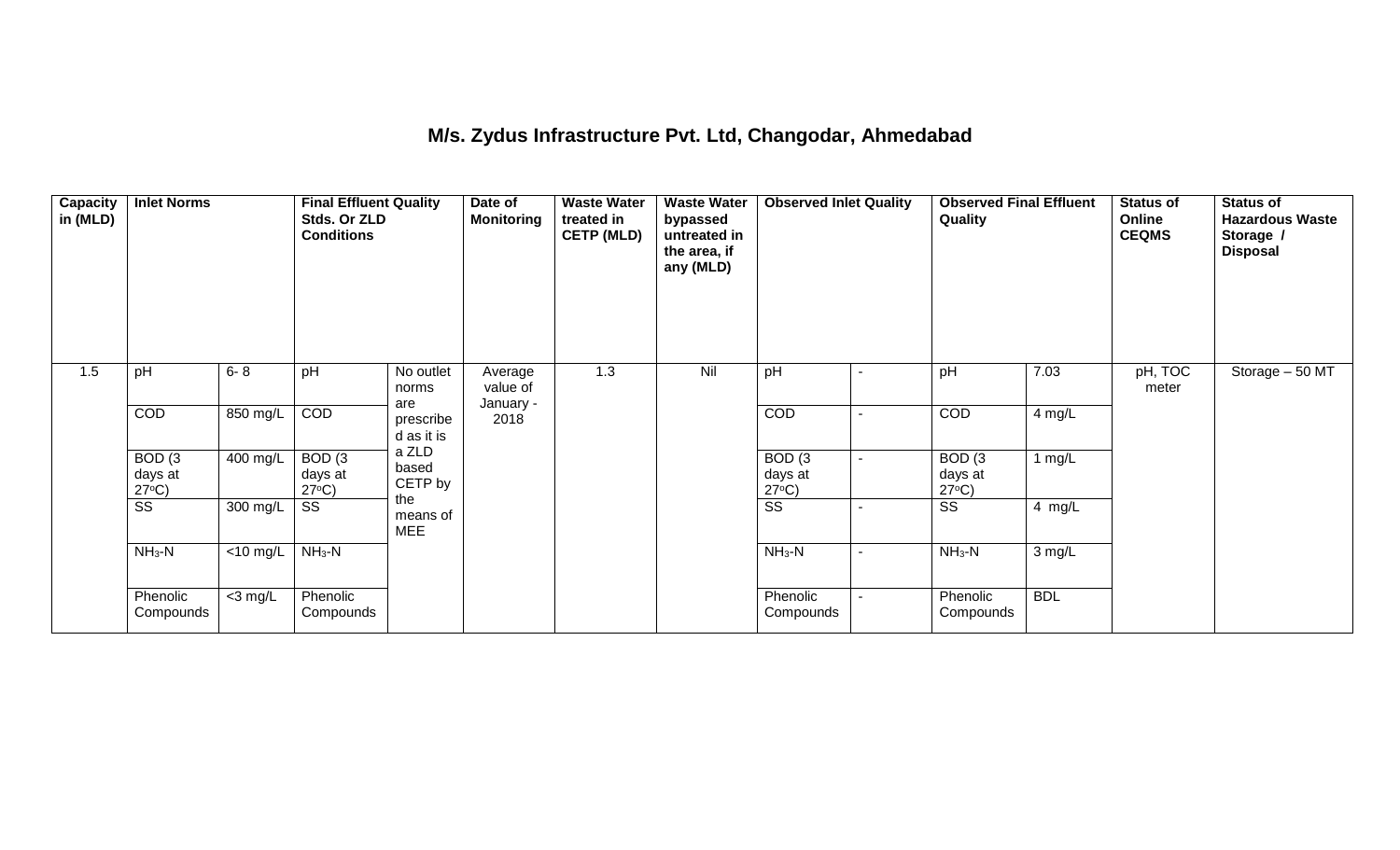# M/s. Zydus Infrastructure Pvt. Ltd, Changodar, Ahmedabad

| Capacity in (MLD) | Inlet Norms | | Final Effluent Quality Stds. Or ZLD Conditions | | Date of Monitoring | Waste Water treated in CETP (MLD) | Waste Water bypassed untreated in the area, if any (MLD) | Observed Inlet Quality | | Observed Final Effluent Quality | | Status of Online CEQMS | Status of Hazardous Waste Storage / Disposal |
|---|---|---|---|---|---|---|---|---|---|---|---|---|---|
| 1.5 | pH | 6- 8 | pH | No outlet norms are prescribed as it is a ZLD based CETP by the means of MEE | Average value of January - 2018 | 1.3 | Nil | pH | - | pH | 7.03 | pH, TOC meter | Storage – 50 MT |
| | COD | 850 mg/L | COD | | | | | COD | - | COD | 4 mg/L | | |
| | BOD (3 days at 27$^oC$) | 400 mg/L | BOD (3 days at 27$^oC$) | | | | | BOD (3 days at 27$^oC$) | - | BOD (3 days at 27$^oC$) | 1 mg/L | | |
| | SS | 300 mg/L | SS | | | | | SS | - | SS | 4 mg/L | | |
| | $NH_3$-N | <10 mg/L | $NH_3$-N | | | | | $NH_3$-N | - | $NH_3$-N | 3 mg/L | | |
| | Phenolic Compounds | <3 mg/L | Phenolic Compounds | | | | | Phenolic Compounds | - | Phenolic Compounds | BDL | | |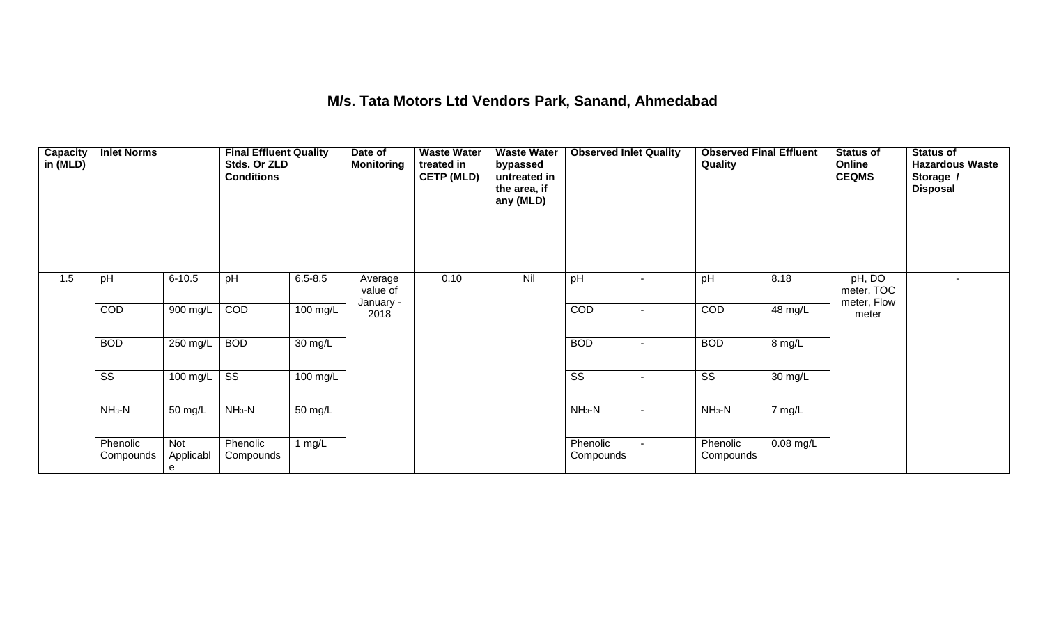# M/s. Tata Motors Ltd Vendors Park, Sanand, Ahmedabad

| Capacity in (MLD) | Inlet Norms | | Final Effluent Quality Stds. Or ZLD Conditions | | Date of Monitoring | Waste Water treated in CETP (MLD) | Waste Water bypassed untreated in the area, if any (MLD) | Observed Inlet Quality | | Observed Final Effluent Quality | | Status of Online CEQMS | Status of Hazardous Waste Storage / Disposal |
|---|---|---|---|---|---|---|---|---|---|---|---|---|---|
| 1.5 | pH | 6-10.5 | pH | 6.5-8.5 | Average value of January - 2018 | 0.10 | Nil | pH | - | pH | 8.18 | pH, DO meter, TOC meter, Flow meter | - |
| | COD | 900 mg/L | COD | 100 mg/L | | | | COD | - | COD | 48 mg/L | | |
| | BOD | 250 mg/L | BOD | 30 mg/L | | | | BOD | - | BOD | 8 mg/L | | |
| | SS | 100 mg/L | SS | 100 mg/L | | | | SS | - | SS | 30 mg/L | | |
| | $NH_3$-N | 50 mg/L | $NH_3$-N | 50 mg/L | | | | $NH_3$-N | - | $NH_3$-N | 7 mg/L | | |
| | Phenolic Compounds | Not Applicable | Phenolic Compounds | 1 mg/L | | | | Phenolic Compounds | - | Phenolic Compounds | 0.08 mg/L | | |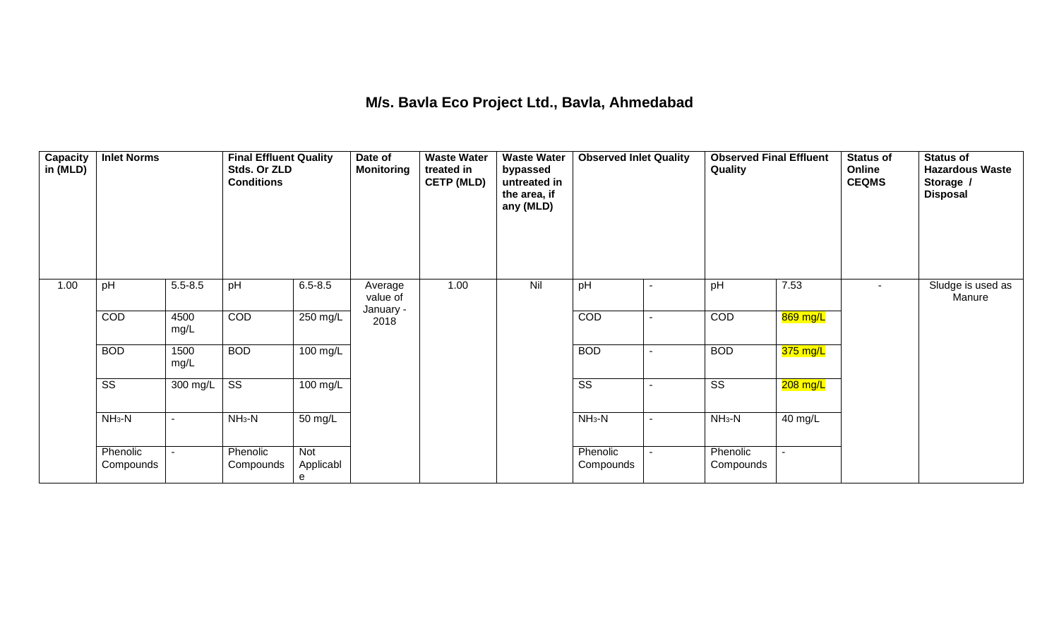# M/s. Bavla Eco Project Ltd., Bavla, Ahmedabad

| Capacity in (MLD) | Inlet Norms | | Final Effluent Quality Stds. Or ZLD Conditions | | Date of Monitoring | Waste Water treated in CETP (MLD) | Waste Water bypassed untreated in the area, if any (MLD) | Observed Inlet Quality | | Observed Final Effluent Quality | | Status of Online CEQMS | Status of Hazardous Waste Storage / Disposal |
|---|---|---|---|---|---|---|---|---|---|---|---|---|---|
| 1.00 | pH | 5.5-8.5 | pH | 6.5-8.5 | Average value of January - 2018 | 1.00 | Nil | pH | - | pH | 7.53 | - | Sludge is used as Manure |
| | COD | 4500 mg/L | COD | 250 mg/L | | | | COD | - | COD | 869 mg/L | | |
| | BOD | 1500 mg/L | BOD | 100 mg/L | | | | BOD | - | BOD | 375 mg/L | | |
| | SS | 300 mg/L | SS | 100 mg/L | | | | SS | - | SS | 208 mg/L | | |
| | $NH_3$-N | - | $NH_3$-N | 50 mg/L | | | | $NH_3$-N | - | $NH_3$-N | 40 mg/L | | |
| | Phenolic Compounds | - | Phenolic Compounds | Not Applicable | | | | Phenolic Compounds | - | Phenolic Compounds | - | | |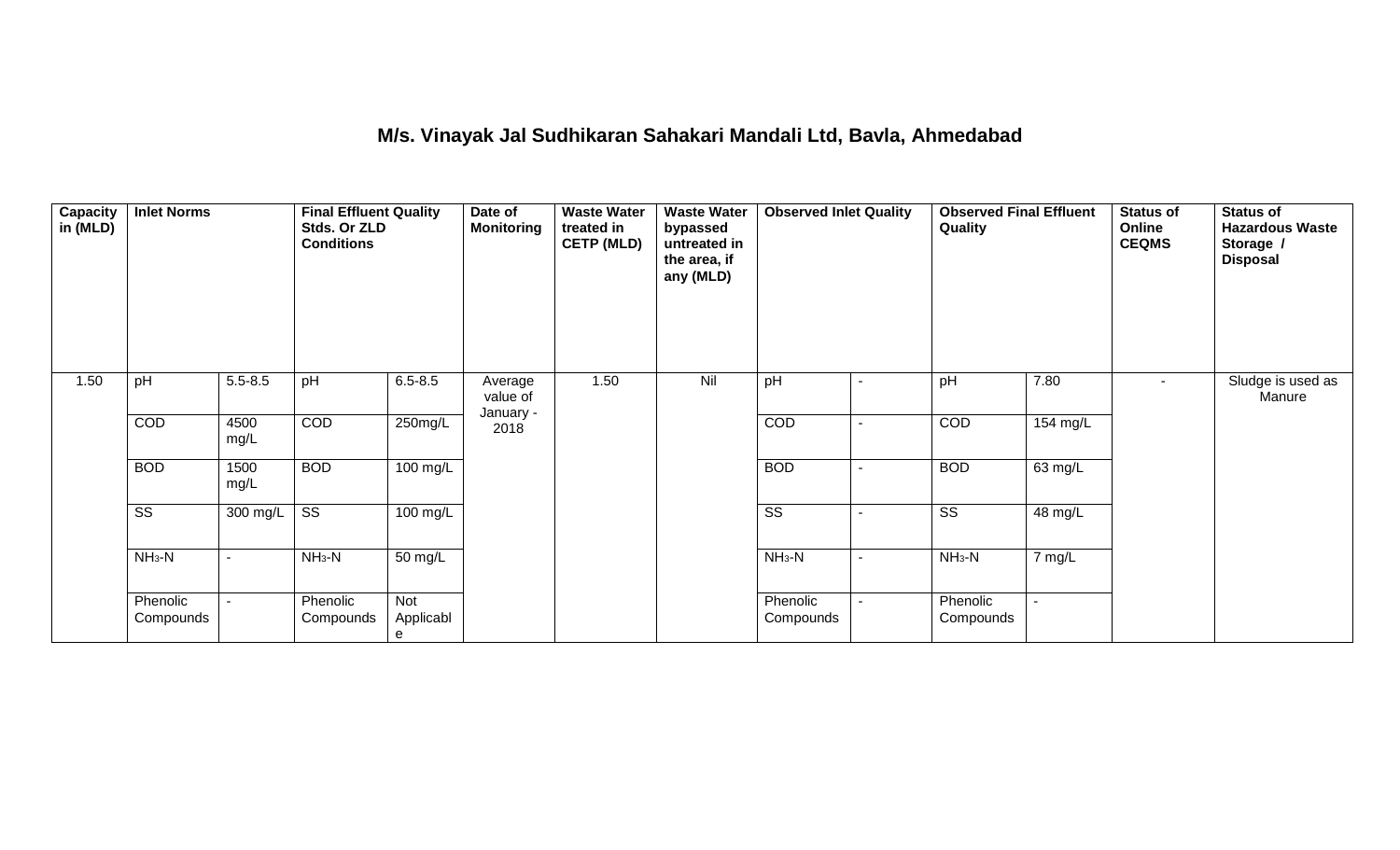## M/s. Vinayak Jal Sudhikaran Sahakari Mandali Ltd, Bavla, Ahmedabad

| Capacity in (MLD) | Inlet Norms | | Final Effluent Quality Stds. Or ZLD Conditions | | Date of Monitoring | Waste Water treated in CETP (MLD) | Waste Water bypassed untreated in the area, if any (MLD) | Observed Inlet Quality | | Observed Final Effluent Quality | | Status of Online CEQMS | Status of Hazardous Waste Storage / Disposal |
|---|---|---|---|---|---|---|---|---|---|---|---|---|---|
| 1.50 | pH | 5.5-8.5 | pH | 6.5-8.5 | Average value of January - 2018 | 1.50 | Nil | pH | - | pH | 7.80 | - | Sludge is used as Manure |
| | COD | 4500 mg/L | COD | 250mg/L | | | | COD | - | COD | 154 mg/L | | |
| | BOD | 1500 mg/L | BOD | 100 mg/L | | | | BOD | - | BOD | 63 mg/L | | |
| | SS | 300 mg/L | SS | 100 mg/L | | | | SS | - | SS | 48 mg/L | | |
| | $NH_3$-N | - | $NH_3$-N | 50 mg/L | | | | $NH_3$-N | - | $NH_3$-N | 7 mg/L | | |
| | Phenolic Compounds | - | Phenolic Compounds | Not Applicable | | | | Phenolic Compounds | - | Phenolic Compounds | - | | |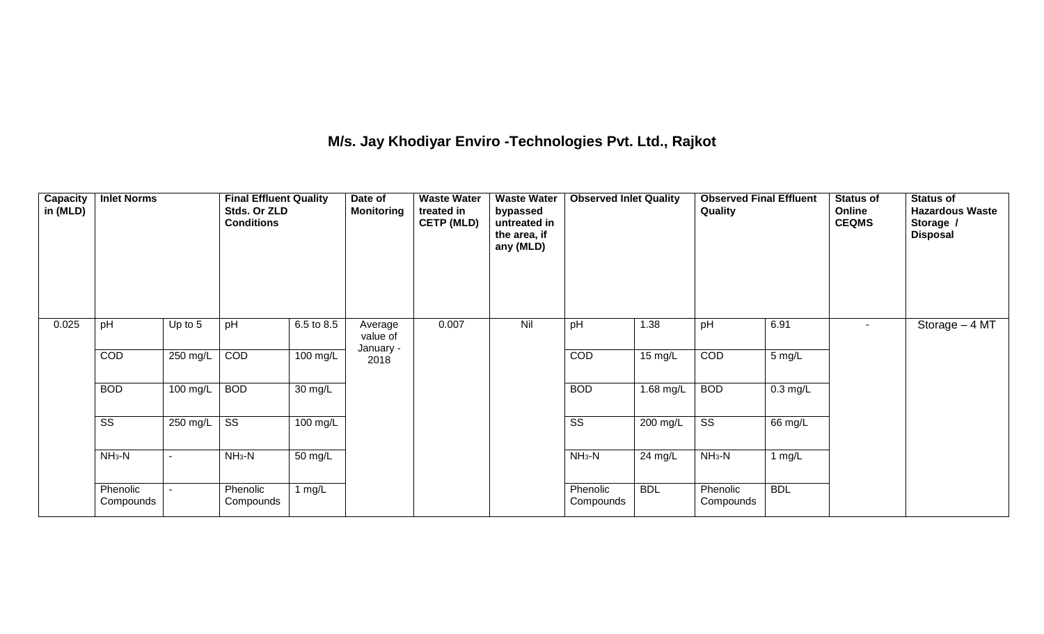# M/s. Jay Khodiyar Enviro -Technologies Pvt. Ltd., Rajkot

| Capacity in (MLD) | Inlet Norms | | Final Effluent Quality Stds. Or ZLD Conditions | | Date of Monitoring | Waste Water treated in CETP (MLD) | Waste Water bypassed untreated in the area, if any (MLD) | Observed Inlet Quality | | Observed Final Effluent Quality | | Status of Online CEQMS | Status of Hazardous Waste Storage / Disposal |
|---|---|---|---|---|---|---|---|---|---|---|---|---|---|
| 0.025 | pH | Up to 5 | pH | 6.5 to 8.5 | Average value of January - 2018 | 0.007 | Nil | pH | 1.38 | pH | 6.91 | - | Storage – 4 MT |
| | COD | 250 mg/L | COD | 100 mg/L | | | | COD | 15 mg/L | COD | 5 mg/L | | |
| | BOD | 100 mg/L | BOD | 30 mg/L | | | | BOD | 1.68 mg/L | BOD | 0.3 mg/L | | |
| | SS | 250 mg/L | SS | 100 mg/L | | | | SS | 200 mg/L | SS | 66 mg/L | | |
| | $NH_3$-N | - | $NH_3$-N | 50 mg/L | | | | $NH_3$-N | 24 mg/L | $NH_3$-N | 1 mg/L | | |
| | Phenolic Compounds | - | Phenolic Compounds | 1 mg/L | | | | Phenolic Compounds | BDL | Phenolic Compounds | BDL | | |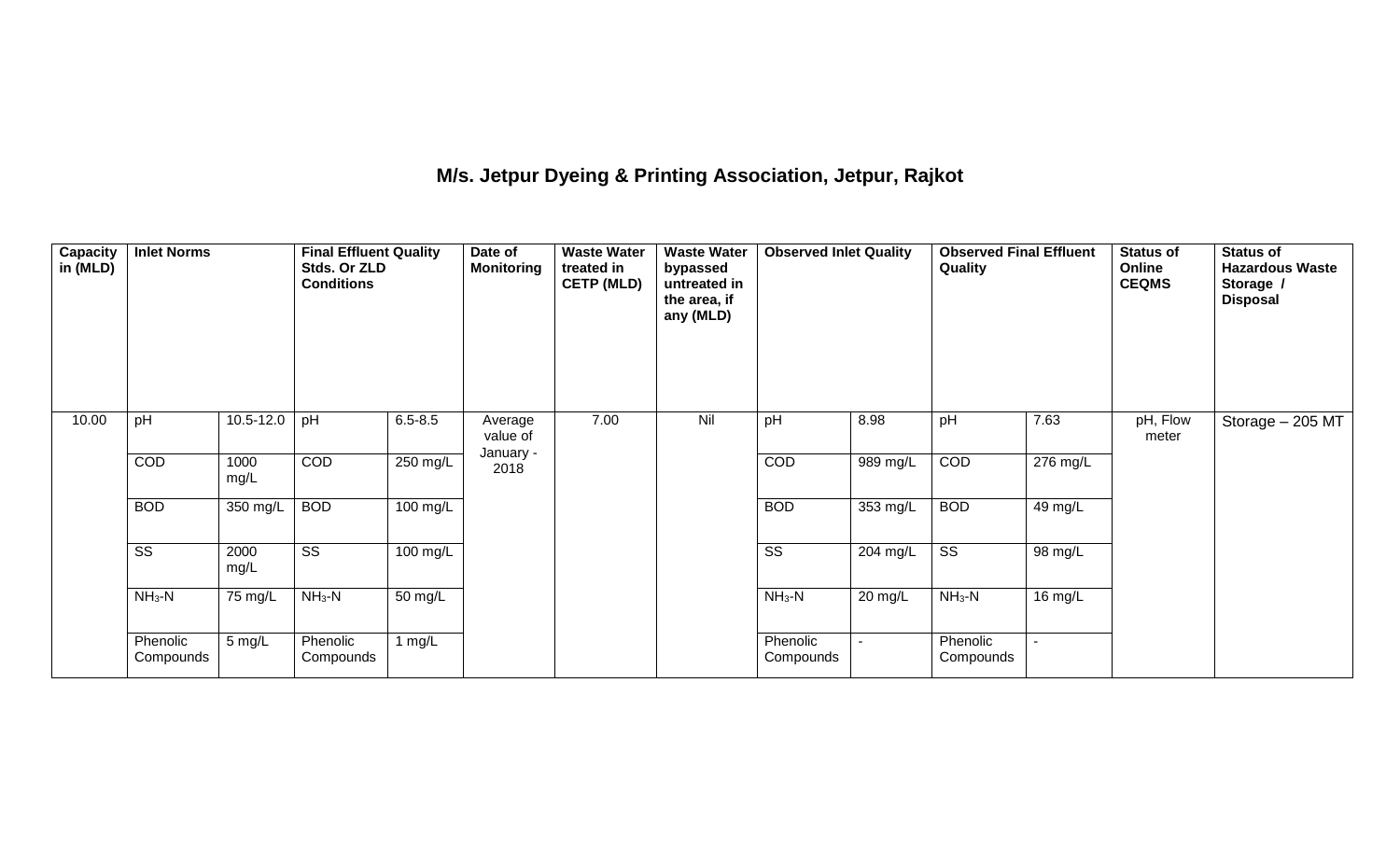## M/s. Jetpur Dyeing & Printing Association, Jetpur, Rajkot

| Capacity in (MLD) | Inlet Norms | | Final Effluent Quality Stds. Or ZLD Conditions | | Date of Monitoring | Waste Water treated in CETP (MLD) | Waste Water bypassed untreated in the area, if any (MLD) | Observed Inlet Quality | | Observed Final Effluent Quality | | Status of Online CEQMS | Status of Hazardous Waste Storage / Disposal |
|---|---|---|---|---|---|---|---|---|---|---|---|---|---|
| 10.00 | pH | 10.5-12.0 | pH | 6.5-8.5 | Average value of January - 2018 | 7.00 | Nil | pH | 8.98 | pH | 7.63 | pH, Flow meter | Storage – 205 MT |
| | COD | 1000 mg/L | COD | 250 mg/L | | | | COD | 989 mg/L | COD | 276 mg/L | | |
| | BOD | 350 mg/L | BOD | 100 mg/L | | | | BOD | 353 mg/L | BOD | 49 mg/L | | |
| | SS | 2000 mg/L | SS | 100 mg/L | | | | SS | 204 mg/L | SS | 98 mg/L | | |
| | $NH_3$-N | 75 mg/L | $NH_3$-N | 50 mg/L | | | | $NH_3$-N | 20 mg/L | $NH_3$-N | 16 mg/L | | |
| | Phenolic Compounds | 5 mg/L | Phenolic Compounds | 1 mg/L | | | | Phenolic Compounds | - | Phenolic Compounds | - | | |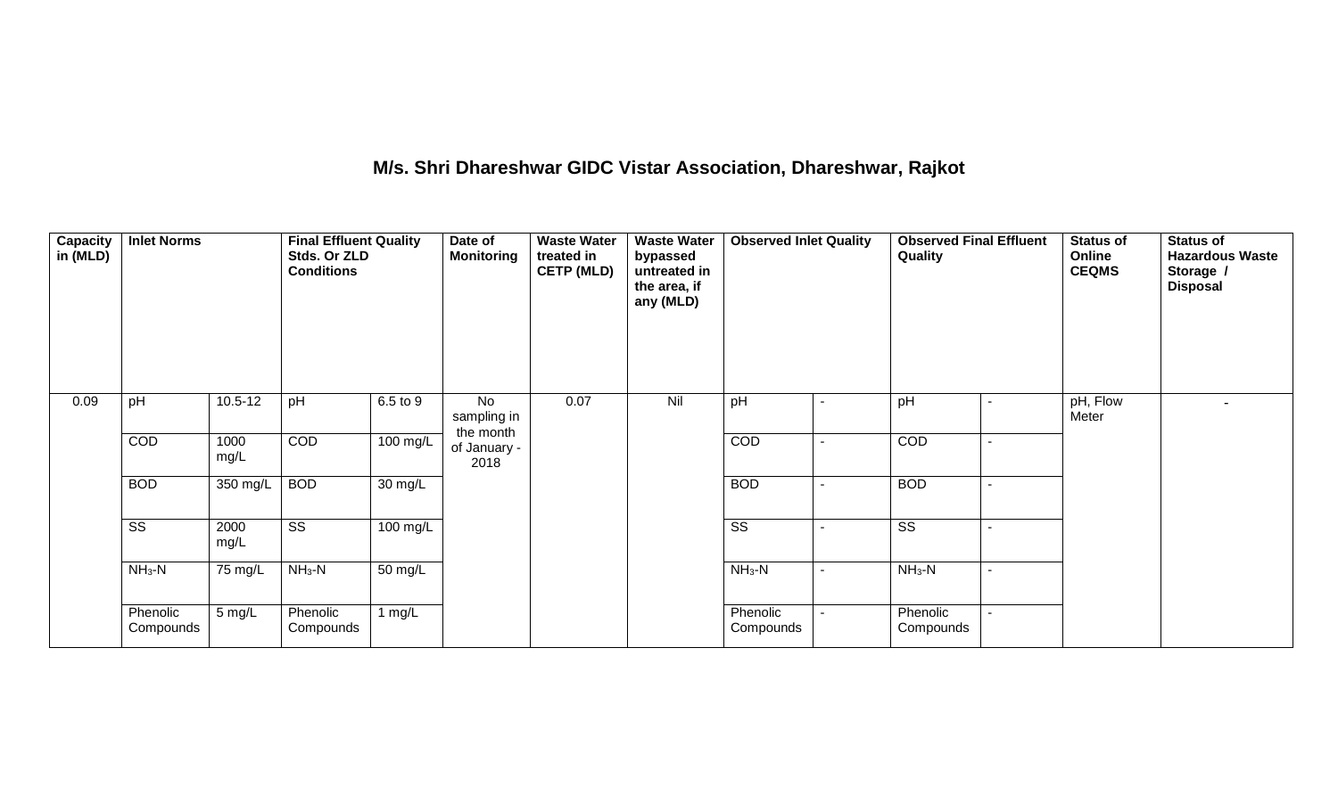# M/s. Shri Dhareshwar GIDC Vistar Association, Dhareshwar, Rajkot

| Capacity in (MLD) | Inlet Norms | | Final Effluent Quality Stds. Or ZLD Conditions | | Date of Monitoring | Waste Water treated in CETP (MLD) | Waste Water bypassed untreated in the area, if any (MLD) | Observed Inlet Quality | | Observed Final Effluent Quality | | Status of Online CEQMS | Status of Hazardous Waste Storage / Disposal |
|---|---|---|---|---|---|---|---|---|---|---|---|---|---|
| 0.09 | pH | 10.5-12 | pH | 6.5 to 9 | No sampling in the month of January - 2018 | 0.07 | Nil | pH | - | pH | - | pH, Flow Meter | - |
| | COD | 1000 mg/L | COD | 100 mg/L | | | | COD | - | COD | - | | |
| | BOD | 350 mg/L | BOD | 30 mg/L | | | | BOD | - | BOD | - | | |
| | SS | 2000 mg/L | SS | 100 mg/L | | | | SS | - | SS | - | | |
| | $NH_3$-N | 75 mg/L | $NH_3$-N | 50 mg/L | | | | $NH_3$-N | - | $NH_3$-N | - | | |
| | Phenolic Compounds | 5 mg/L | Phenolic Compounds | 1 mg/L | | | | Phenolic Compounds | - | Phenolic Compounds | - | | |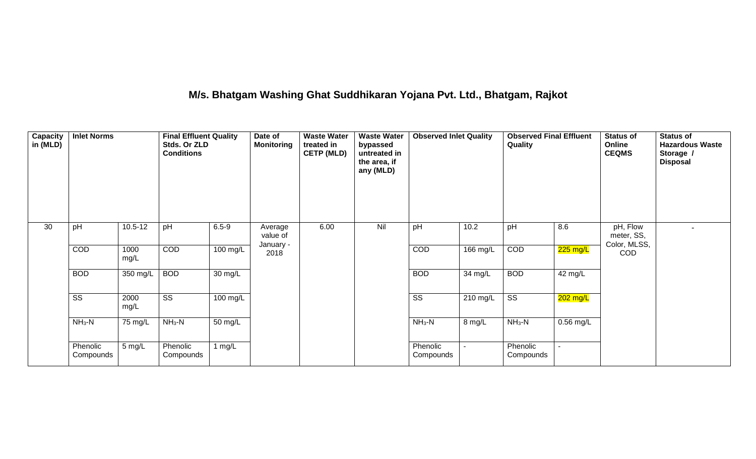## M/s. Bhatgam Washing Ghat Suddhikaran Yojana Pvt. Ltd., Bhatgam, Rajkot

| Capacity in (MLD) | Inlet Norms | | Final Effluent Quality Stds. Or ZLD Conditions | | Date of Monitoring | Waste Water treated in CETP (MLD) | Waste Water bypassed untreated in the area, if any (MLD) | Observed Inlet Quality | | Observed Final Effluent Quality | | Status of Online CEQMS | Status of Hazardous Waste Storage / Disposal |
|---|---|---|---|---|---|---|---|---|---|---|---|---|---|
| 30 | pH | 10.5-12 | pH | 6.5-9 | Average value of January - 2018 | 6.00 | Nil | pH | 10.2 | pH | 8.6 | pH, Flow meter, SS, Color, MLSS, COD | - |
| | COD | 1000 mg/L | COD | 100 mg/L | | | | COD | 166 mg/L | COD | 225 mg/L | | |
| | BOD | 350 mg/L | BOD | 30 mg/L | | | | BOD | 34 mg/L | BOD | 42 mg/L | | |
| | SS | 2000 mg/L | SS | 100 mg/L | | | | SS | 210 mg/L | SS | 202 mg/L | | |
| | $NH_3$-N | 75 mg/L | $NH_3$-N | 50 mg/L | | | | $NH_3$-N | 8 mg/L | $NH_3$-N | 0.56 mg/L | | |
| | Phenolic Compounds | 5 mg/L | Phenolic Compounds | 1 mg/L | | | | Phenolic Compounds | - | Phenolic Compounds | - | | |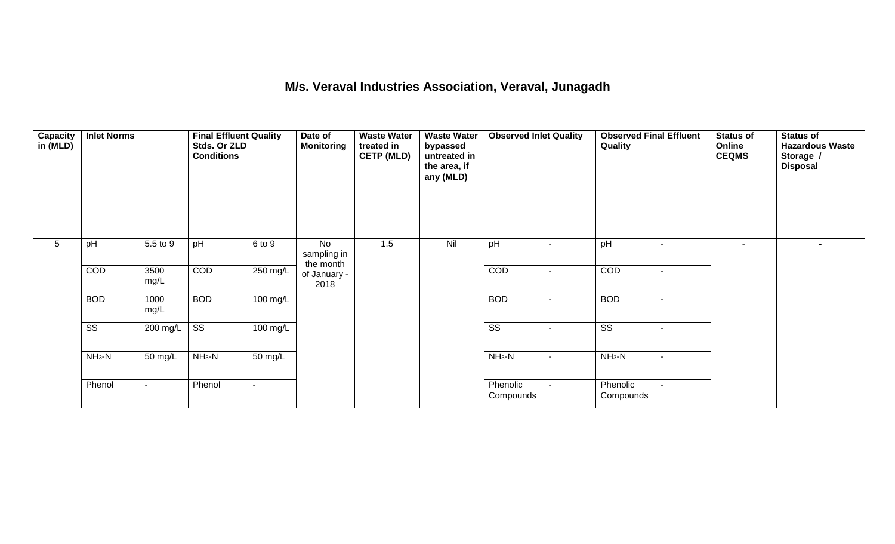# M/s. Veraval Industries Association, Veraval, Junagadh

| Capacity in (MLD) | Inlet Norms | | Final Effluent Quality Stds. Or ZLD Conditions | | Date of Monitoring | Waste Water treated in CETP (MLD) | Waste Water bypassed untreated in the area, if any (MLD) | Observed Inlet Quality | | Observed Final Effluent Quality | | Status of Online CEQMS | Status of Hazardous Waste Storage / Disposal |
|---|---|---|---|---|---|---|---|---|---|---|---|---|---|
| 5 | pH | 5.5 to 9 | pH | 6 to 9 | No sampling in the month of January - 2018 | 1.5 | Nil | pH | - | pH | - | - | - |
| | COD | 3500 mg/L | COD | 250 mg/L | | | | COD | - | COD | - | | |
| | BOD | 1000 mg/L | BOD | 100 mg/L | | | | BOD | - | BOD | - | | |
| | SS | 200 mg/L | SS | 100 mg/L | | | | SS | - | SS | - | | |
| | $NH_3$-N | 50 mg/L | $NH_3$-N | 50 mg/L | | | | $NH_3$-N | - | $NH_3$-N | - | | |
| | Phenol | - | Phenol | - | | | | Phenolic Compounds | - | Phenolic Compounds | - | | |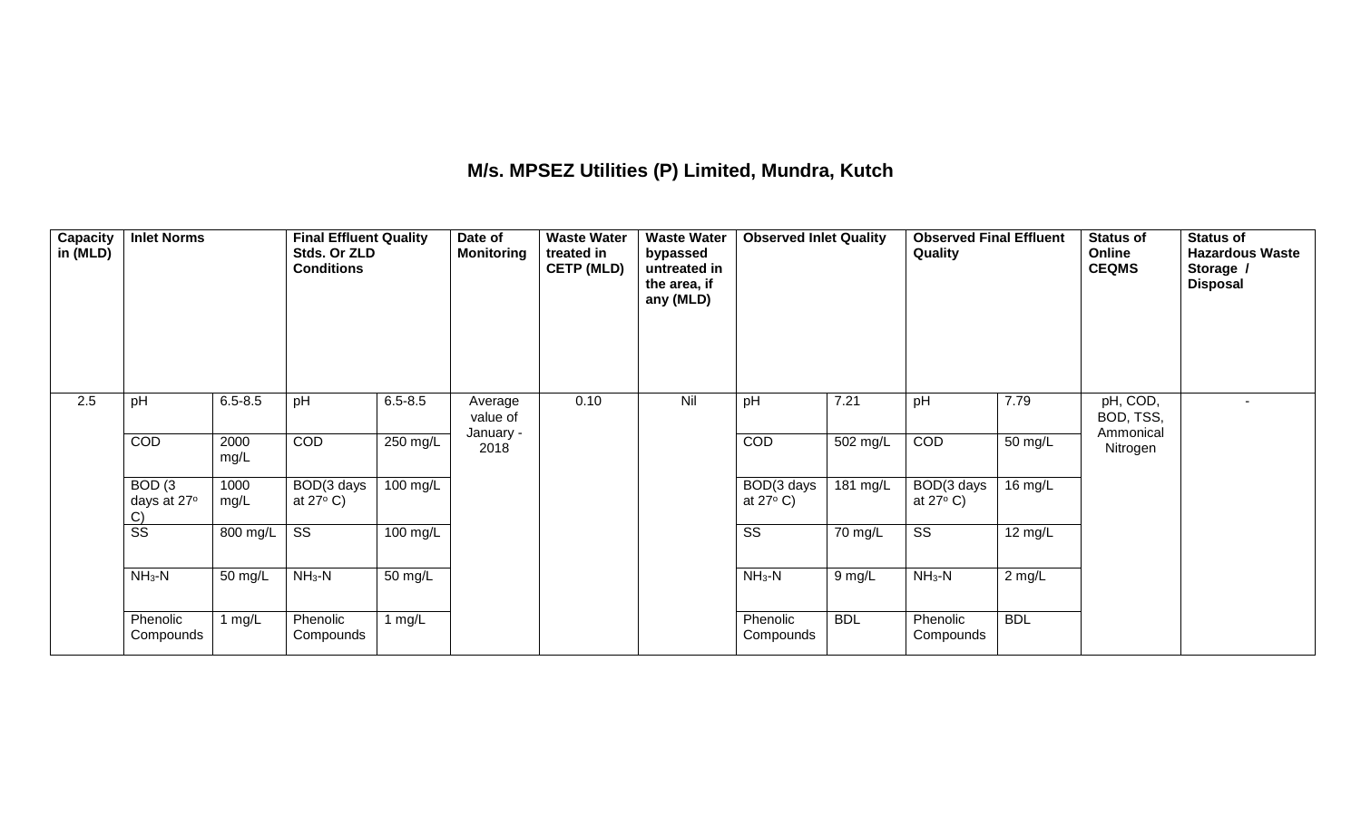## M/s. MPSEZ Utilities (P) Limited, Mundra, Kutch

| Capacity in (MLD) | Inlet Norms | | Final Effluent Quality Stds. Or ZLD Conditions | | Date of Monitoring | Waste Water treated in CETP (MLD) | Waste Water bypassed untreated in the area, if any (MLD) | Observed Inlet Quality | | Observed Final Effluent Quality | | Status of Online CEQMS | Status of Hazardous Waste Storage / Disposal |
|---|---|---|---|---|---|---|---|---|---|---|---|---|---|
| 2.5 | pH | 6.5-8.5 | pH | 6.5-8.5 | Average value of January - 2018 | 0.10 | Nil | pH | 7.21 | pH | 7.79 | pH, COD, BOD, TSS, Ammonical Nitrogen | - |
| | COD | 2000 mg/L | COD | 250 mg/L | | | | COD | 502 mg/L | COD | 50 mg/L | | |
| | BOD (3 days at 27$^{o}$ C) | 1000 mg/L | BOD(3 days at 27$^{o}$ C) | 100 mg/L | | | | BOD(3 days at 27$^{o}$ C) | 181 mg/L | BOD(3 days at 27$^{o}$ C) | 16 mg/L | | |
| | SS | 800 mg/L | SS | 100 mg/L | | | | SS | 70 mg/L | SS | 12 mg/L | | |
| | $NH_3$-N | 50 mg/L | $NH_3$-N | 50 mg/L | | | | $NH_3$-N | 9 mg/L | $NH_3$-N | 2 mg/L | | |
| | Phenolic Compounds | 1 mg/L | Phenolic Compounds | 1 mg/L | | | | Phenolic Compounds | BDL | Phenolic Compounds | BDL | | |